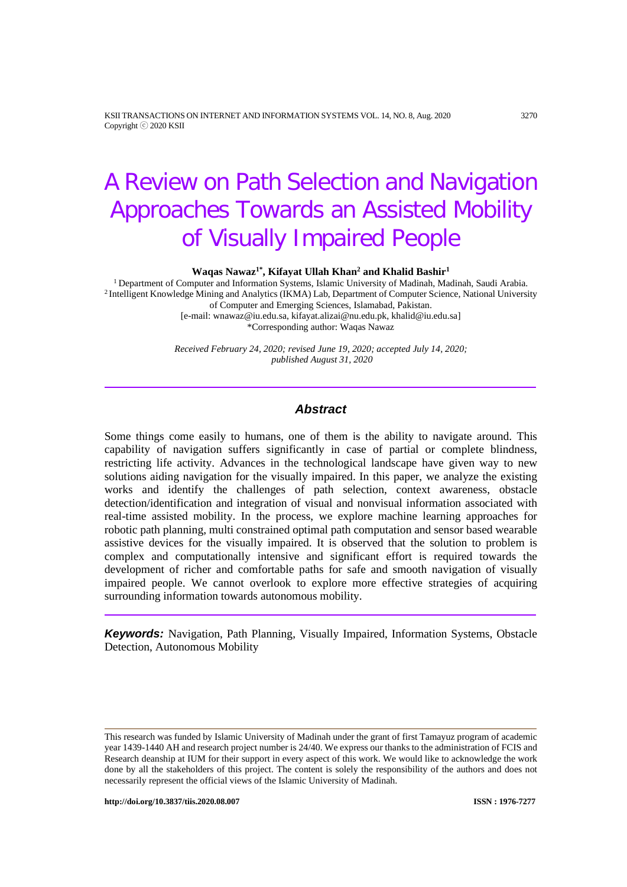# A Review on Path Selection and Navigation Approaches Towards an Assisted Mobility of Visually Impaired People

**Waqas Nawaz[1*], Kifayat Ullah Khan[2] and Khalid Bashir[1]**

[1] Department of Computer and Information Systems, Islamic University of Madinah, Madinah, Saudi Arabia.
[2] Intelligent Knowledge Mining and Analytics (IKMA) Lab, Department of Computer Science, National University of Computer and Emerging Sciences, Islamabad, Pakistan.
[e-mail: wnawaz@iu.edu.sa, kifayat.alizai@nu.edu.pk, khalid@iu.edu.sa]
*Corresponding author: Waqas Nawaz

*Received February 24, 2020; revised June 19, 2020; accepted July 14, 2020; published August 31, 2020*

## Abstract

Some things come easily to humans, one of them is the ability to navigate around. This capability of navigation suffers significantly in case of partial or complete blindness, restricting life activity. Advances in the technological landscape have given way to new solutions aiding navigation for the visually impaired. In this paper, we analyze the existing works and identify the challenges of path selection, context awareness, obstacle detection/identification and integration of visual and nonvisual information associated with real-time assisted mobility. In the process, we explore machine learning approaches for robotic path planning, multi constrained optimal path computation and sensor based wearable assistive devices for the visually impaired. It is observed that the solution to problem is complex and computationally intensive and significant effort is required towards the development of richer and comfortable paths for safe and smooth navigation of visually impaired people. We cannot overlook to explore more effective strategies of acquiring surrounding information towards autonomous mobility.

***Keywords:*** Navigation, Path Planning, Visually Impaired, Information Systems, Obstacle Detection, Autonomous Mobility

---

This research was funded by Islamic University of Madinah under the grant of first Tamayuz program of academic year 1439-1440 AH and research project number is 24/40. We express our thanks to the administration of FCIS and Research deanship at IUM for their support in every aspect of this work. We would like to acknowledge the work done by all the stakeholders of this project. The content is solely the responsibility of the authors and does not necessarily represent the official views of the Islamic University of Madinah.

http://doi.org/10.3837/tiis.2020.08.007 ISSN : 1976-7277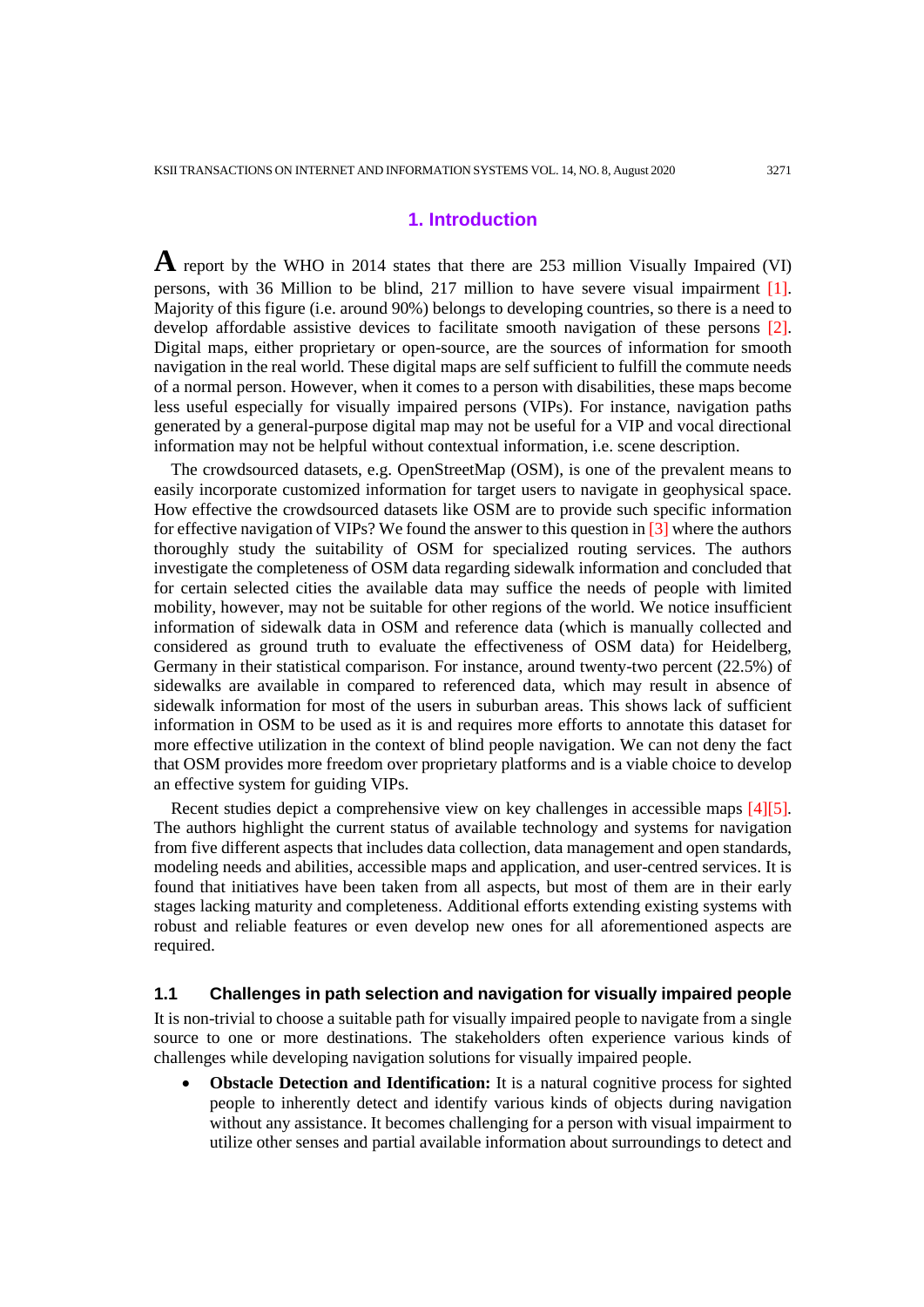## 1. Introduction

A report by the WHO in 2014 states that there are 253 million Visually Impaired (VI) persons, with 36 Million to be blind, 217 million to have severe visual impairment [1]. Majority of this figure (i.e. around 90%) belongs to developing countries, so there is a need to develop affordable assistive devices to facilitate smooth navigation of these persons [2]. Digital maps, either proprietary or open-source, are the sources of information for smooth navigation in the real world. These digital maps are self sufficient to fulfill the commute needs of a normal person. However, when it comes to a person with disabilities, these maps become less useful especially for visually impaired persons (VIPs). For instance, navigation paths generated by a general-purpose digital map may not be useful for a VIP and vocal directional information may not be helpful without contextual information, i.e. scene description.

The crowdsourced datasets, e.g. OpenStreetMap (OSM), is one of the prevalent means to easily incorporate customized information for target users to navigate in geophysical space. How effective the crowdsourced datasets like OSM are to provide such specific information for effective navigation of VIPs? We found the answer to this question in [3] where the authors thoroughly study the suitability of OSM for specialized routing services. The authors investigate the completeness of OSM data regarding sidewalk information and concluded that for certain selected cities the available data may suffice the needs of people with limited mobility, however, may not be suitable for other regions of the world. We notice insufficient information of sidewalk data in OSM and reference data (which is manually collected and considered as ground truth to evaluate the effectiveness of OSM data) for Heidelberg, Germany in their statistical comparison. For instance, around twenty-two percent (22.5%) of sidewalks are available in compared to referenced data, which may result in absence of sidewalk information for most of the users in suburban areas. This shows lack of sufficient information in OSM to be used as it is and requires more efforts to annotate this dataset for more effective utilization in the context of blind people navigation. We can not deny the fact that OSM provides more freedom over proprietary platforms and is a viable choice to develop an effective system for guiding VIPs.

Recent studies depict a comprehensive view on key challenges in accessible maps [4][5]. The authors highlight the current status of available technology and systems for navigation from five different aspects that includes data collection, data management and open standards, modeling needs and abilities, accessible maps and application, and user-centred services. It is found that initiatives have been taken from all aspects, but most of them are in their early stages lacking maturity and completeness. Additional efforts extending existing systems with robust and reliable features or even develop new ones for all aforementioned aspects are required.

### 1.1 Challenges in path selection and navigation for visually impaired people

It is non-trivial to choose a suitable path for visually impaired people to navigate from a single source to one or more destinations. The stakeholders often experience various kinds of challenges while developing navigation solutions for visually impaired people.

- **Obstacle Detection and Identification:** It is a natural cognitive process for sighted people to inherently detect and identify various kinds of objects during navigation without any assistance. It becomes challenging for a person with visual impairment to utilize other senses and partial available information about surroundings to detect and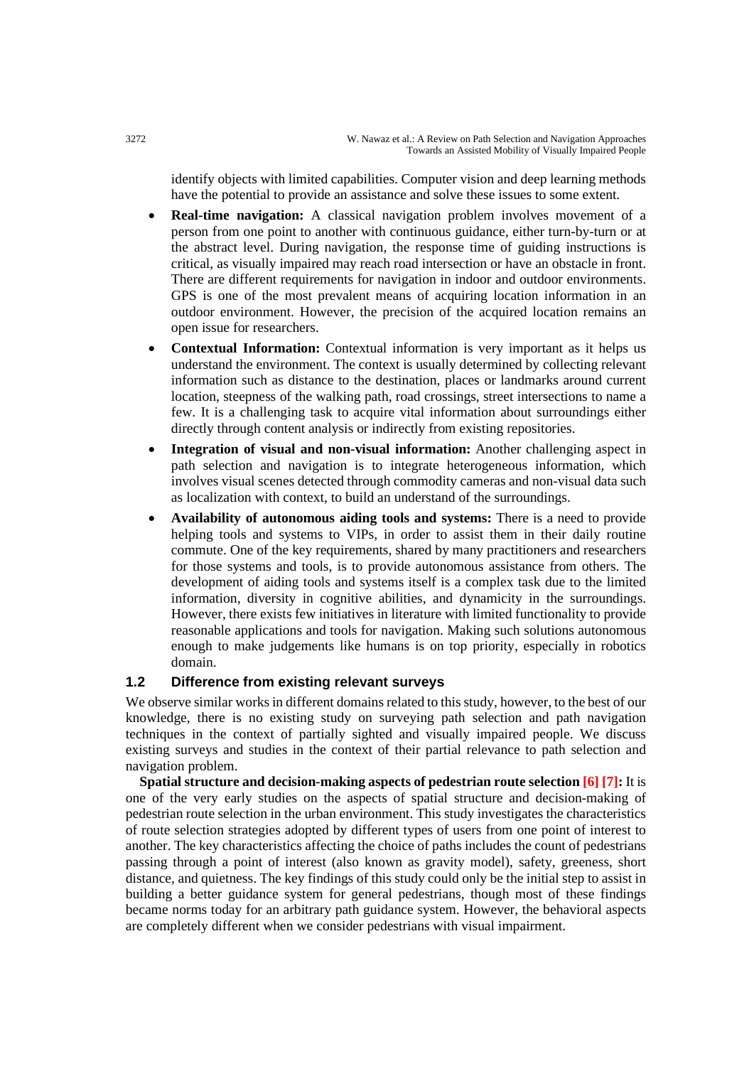identify objects with limited capabilities. Computer vision and deep learning methods have the potential to provide an assistance and solve these issues to some extent.

- **Real-time navigation:** A classical navigation problem involves movement of a person from one point to another with continuous guidance, either turn-by-turn or at the abstract level. During navigation, the response time of guiding instructions is critical, as visually impaired may reach road intersection or have an obstacle in front. There are different requirements for navigation in indoor and outdoor environments. GPS is one of the most prevalent means of acquiring location information in an outdoor environment. However, the precision of the acquired location remains an open issue for researchers.
- **Contextual Information:** Contextual information is very important as it helps us understand the environment. The context is usually determined by collecting relevant information such as distance to the destination, places or landmarks around current location, steepness of the walking path, road crossings, street intersections to name a few. It is a challenging task to acquire vital information about surroundings either directly through content analysis or indirectly from existing repositories.
- **Integration of visual and non-visual information:** Another challenging aspect in path selection and navigation is to integrate heterogeneous information, which involves visual scenes detected through commodity cameras and non-visual data such as localization with context, to build an understand of the surroundings.
- **Availability of autonomous aiding tools and systems:** There is a need to provide helping tools and systems to VIPs, in order to assist them in their daily routine commute. One of the key requirements, shared by many practitioners and researchers for those systems and tools, is to provide autonomous assistance from others. The development of aiding tools and systems itself is a complex task due to the limited information, diversity in cognitive abilities, and dynamicity in the surroundings. However, there exists few initiatives in literature with limited functionality to provide reasonable applications and tools for navigation. Making such solutions autonomous enough to make judgements like humans is on top priority, especially in robotics domain.

### 1.2 Difference from existing relevant surveys

We observe similar works in different domains related to this study, however, to the best of our knowledge, there is no existing study on surveying path selection and path navigation techniques in the context of partially sighted and visually impaired people. We discuss existing surveys and studies in the context of their partial relevance to path selection and navigation problem.

**Spatial structure and decision-making aspects of pedestrian route selection [6] [7]:** It is one of the very early studies on the aspects of spatial structure and decision-making of pedestrian route selection in the urban environment. This study investigates the characteristics of route selection strategies adopted by different types of users from one point of interest to another. The key characteristics affecting the choice of paths includes the count of pedestrians passing through a point of interest (also known as gravity model), safety, greeness, short distance, and quietness. The key findings of this study could only be the initial step to assist in building a better guidance system for general pedestrians, though most of these findings became norms today for an arbitrary path guidance system. However, the behavioral aspects are completely different when we consider pedestrians with visual impairment.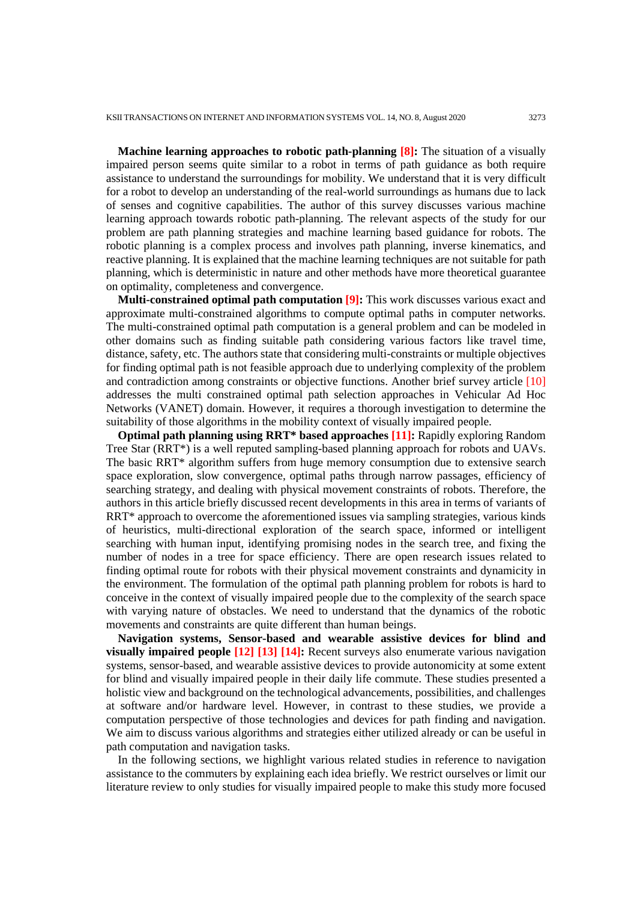**Machine learning approaches to robotic path-planning [8]:** The situation of a visually impaired person seems quite similar to a robot in terms of path guidance as both require assistance to understand the surroundings for mobility. We understand that it is very difficult for a robot to develop an understanding of the real-world surroundings as humans due to lack of senses and cognitive capabilities. The author of this survey discusses various machine learning approach towards robotic path-planning. The relevant aspects of the study for our problem are path planning strategies and machine learning based guidance for robots. The robotic planning is a complex process and involves path planning, inverse kinematics, and reactive planning. It is explained that the machine learning techniques are not suitable for path planning, which is deterministic in nature and other methods have more theoretical guarantee on optimality, completeness and convergence.

**Multi-constrained optimal path computation [9]:** This work discusses various exact and approximate multi-constrained algorithms to compute optimal paths in computer networks. The multi-constrained optimal path computation is a general problem and can be modeled in other domains such as finding suitable path considering various factors like travel time, distance, safety, etc. The authors state that considering multi-constraints or multiple objectives for finding optimal path is not feasible approach due to underlying complexity of the problem and contradiction among constraints or objective functions. Another brief survey article [10] addresses the multi constrained optimal path selection approaches in Vehicular Ad Hoc Networks (VANET) domain. However, it requires a thorough investigation to determine the suitability of those algorithms in the mobility context of visually impaired people.

**Optimal path planning using RRT* based approaches [11]:** Rapidly exploring Random Tree Star (RRT*) is a well reputed sampling-based planning approach for robots and UAVs. The basic RRT* algorithm suffers from huge memory consumption due to extensive search space exploration, slow convergence, optimal paths through narrow passages, efficiency of searching strategy, and dealing with physical movement constraints of robots. Therefore, the authors in this article briefly discussed recent developments in this area in terms of variants of RRT* approach to overcome the aforementioned issues via sampling strategies, various kinds of heuristics, multi-directional exploration of the search space, informed or intelligent searching with human input, identifying promising nodes in the search tree, and fixing the number of nodes in a tree for space efficiency. There are open research issues related to finding optimal route for robots with their physical movement constraints and dynamicity in the environment. The formulation of the optimal path planning problem for robots is hard to conceive in the context of visually impaired people due to the complexity of the search space with varying nature of obstacles. We need to understand that the dynamics of the robotic movements and constraints are quite different than human beings.

**Navigation systems, Sensor-based and wearable assistive devices for blind and visually impaired people [12] [13] [14]:** Recent surveys also enumerate various navigation systems, sensor-based, and wearable assistive devices to provide autonomicity at some extent for blind and visually impaired people in their daily life commute. These studies presented a holistic view and background on the technological advancements, possibilities, and challenges at software and/or hardware level. However, in contrast to these studies, we provide a computation perspective of those technologies and devices for path finding and navigation. We aim to discuss various algorithms and strategies either utilized already or can be useful in path computation and navigation tasks.

In the following sections, we highlight various related studies in reference to navigation assistance to the commuters by explaining each idea briefly. We restrict ourselves or limit our literature review to only studies for visually impaired people to make this study more focused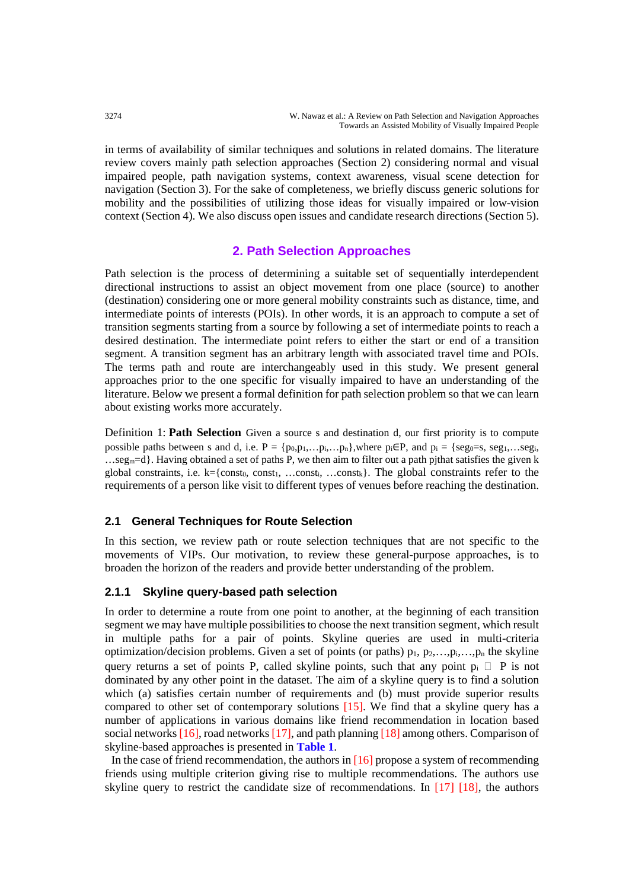in terms of availability of similar techniques and solutions in related domains. The literature review covers mainly path selection approaches (Section 2) considering normal and visual impaired people, path navigation systems, context awareness, visual scene detection for navigation (Section 3). For the sake of completeness, we briefly discuss generic solutions for mobility and the possibilities of utilizing those ideas for visually impaired or low-vision context (Section 4). We also discuss open issues and candidate research directions (Section 5).

## 2. Path Selection Approaches

Path selection is the process of determining a suitable set of sequentially interdependent directional instructions to assist an object movement from one place (source) to another (destination) considering one or more general mobility constraints such as distance, time, and intermediate points of interests (POIs). In other words, it is an approach to compute a set of transition segments starting from a source by following a set of intermediate points to reach a desired destination. The intermediate point refers to either the start or end of a transition segment. A transition segment has an arbitrary length with associated travel time and POIs. The terms path and route are interchangeably used in this study. We present general approaches prior to the one specific for visually impaired to have an understanding of the literature. Below we present a formal definition for path selection problem so that we can learn about existing works more accurately.

Definition 1: **Path Selection** Given a source s and destination d, our first priority is to compute possible paths between s and d, i.e. $P = \{p_0, p_1, \ldots p_i, \ldots p_n\}$, where $p_i \in P$, and $p_i = \{seg_0 = s, seg_1, \ldots seg_i, \ldots seg_m = d\}$. Having obtained a set of paths P, we then aim to filter out a path pjthat satisfies the given k global constraints, i.e. $k = \{const_0, const_1, \ldots const_i, \ldots const_k\}$. The global constraints refer to the requirements of a person like visit to different types of venues before reaching the destination.

### 2.1 General Techniques for Route Selection

In this section, we review path or route selection techniques that are not specific to the movements of VIPs. Our motivation, to review these general-purpose approaches, is to broaden the horizon of the readers and provide better understanding of the problem.

#### 2.1.1 Skyline query-based path selection

In order to determine a route from one point to another, at the beginning of each transition segment we may have multiple possibilities to choose the next transition segment, which result in multiple paths for a pair of points. Skyline queries are used in multi-criteria optimization/decision problems. Given a set of points (or paths) $p_1, p_2, \ldots, p_i, \ldots, p_n$ the skyline query returns a set of points P, called skyline points, such that any point $p_i \in P$ is not dominated by any other point in the dataset. The aim of a skyline query is to find a solution which (a) satisfies certain number of requirements and (b) must provide superior results compared to other set of contemporary solutions [15]. We find that a skyline query has a number of applications in various domains like friend recommendation in location based social networks [16], road networks [17], and path planning [18] among others. Comparison of skyline-based approaches is presented in **Table 1**.

In the case of friend recommendation, the authors in [16] propose a system of recommending friends using multiple criterion giving rise to multiple recommendations. The authors use skyline query to restrict the candidate size of recommendations. In [17] [18], the authors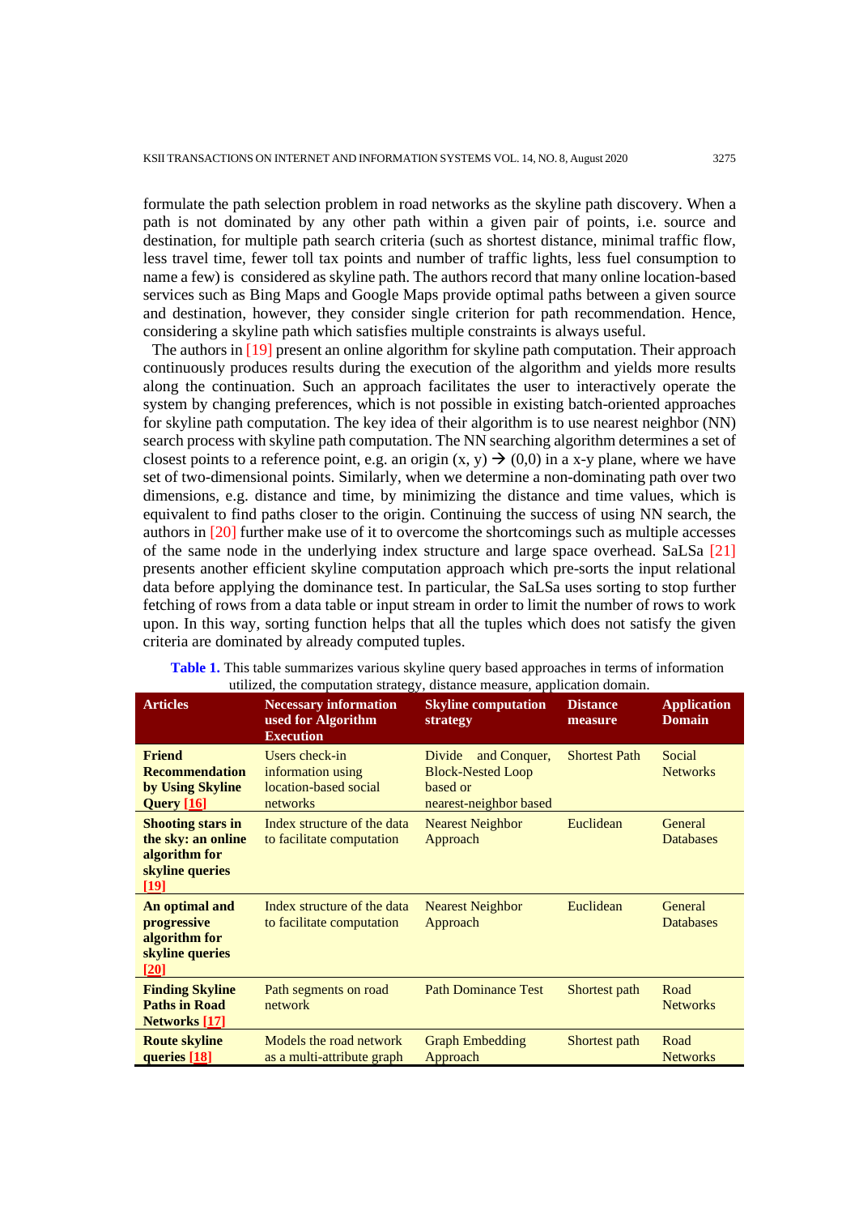formulate the path selection problem in road networks as the skyline path discovery. When a path is not dominated by any other path within a given pair of points, i.e. source and destination, for multiple path search criteria (such as shortest distance, minimal traffic flow, less travel time, fewer toll tax points and number of traffic lights, less fuel consumption to name a few) is considered as skyline path. The authors record that many online location-based services such as Bing Maps and Google Maps provide optimal paths between a given source and destination, however, they consider single criterion for path recommendation. Hence, considering a skyline path which satisfies multiple constraints is always useful.

The authors in [19] present an online algorithm for skyline path computation. Their approach continuously produces results during the execution of the algorithm and yields more results along the continuation. Such an approach facilitates the user to interactively operate the system by changing preferences, which is not possible in existing batch-oriented approaches for skyline path computation. The key idea of their algorithm is to use nearest neighbor (NN) search process with skyline path computation. The NN searching algorithm determines a set of closest points to a reference point, e.g. an origin (x, y) → (0,0) in a x-y plane, where we have set of two-dimensional points. Similarly, when we determine a non-dominating path over two dimensions, e.g. distance and time, by minimizing the distance and time values, which is equivalent to find paths closer to the origin. Continuing the success of using NN search, the authors in [20] further make use of it to overcome the shortcomings such as multiple accesses of the same node in the underlying index structure and large space overhead. SaLSa [21] presents another efficient skyline computation approach which pre-sorts the input relational data before applying the dominance test. In particular, the SaLSa uses sorting to stop further fetching of rows from a data table or input stream in order to limit the number of rows to work upon. In this way, sorting function helps that all the tuples which does not satisfy the given criteria are dominated by already computed tuples.

**Table 1.** This table summarizes various skyline query based approaches in terms of information utilized, the computation strategy, distance measure, application domain.

| Articles | Necessary information used for Algorithm Execution | Skyline computation strategy | Distance measure | Application Domain |
|---|---|---|---|---|
| **Friend Recommendation by Using Skyline Query [16]** | Users check-in information using location-based social networks | Divide and Conquer, Block-Nested Loop based or nearest-neighbor based | Shortest Path | Social Networks |
| **Shooting stars in the sky: an online algorithm for skyline queries [19]** | Index structure of the data to facilitate computation | Nearest Neighbor Approach | Euclidean | General Databases |
| **An optimal and progressive algorithm for skyline queries [20]** | Index structure of the data to facilitate computation | Nearest Neighbor Approach | Euclidean | General Databases |
| **Finding Skyline Paths in Road Networks [17]** | Path segments on road network | Path Dominance Test | Shortest path | Road Networks |
| **Route skyline queries [18]** | Models the road network as a multi-attribute graph | Graph Embedding Approach | Shortest path | Road Networks |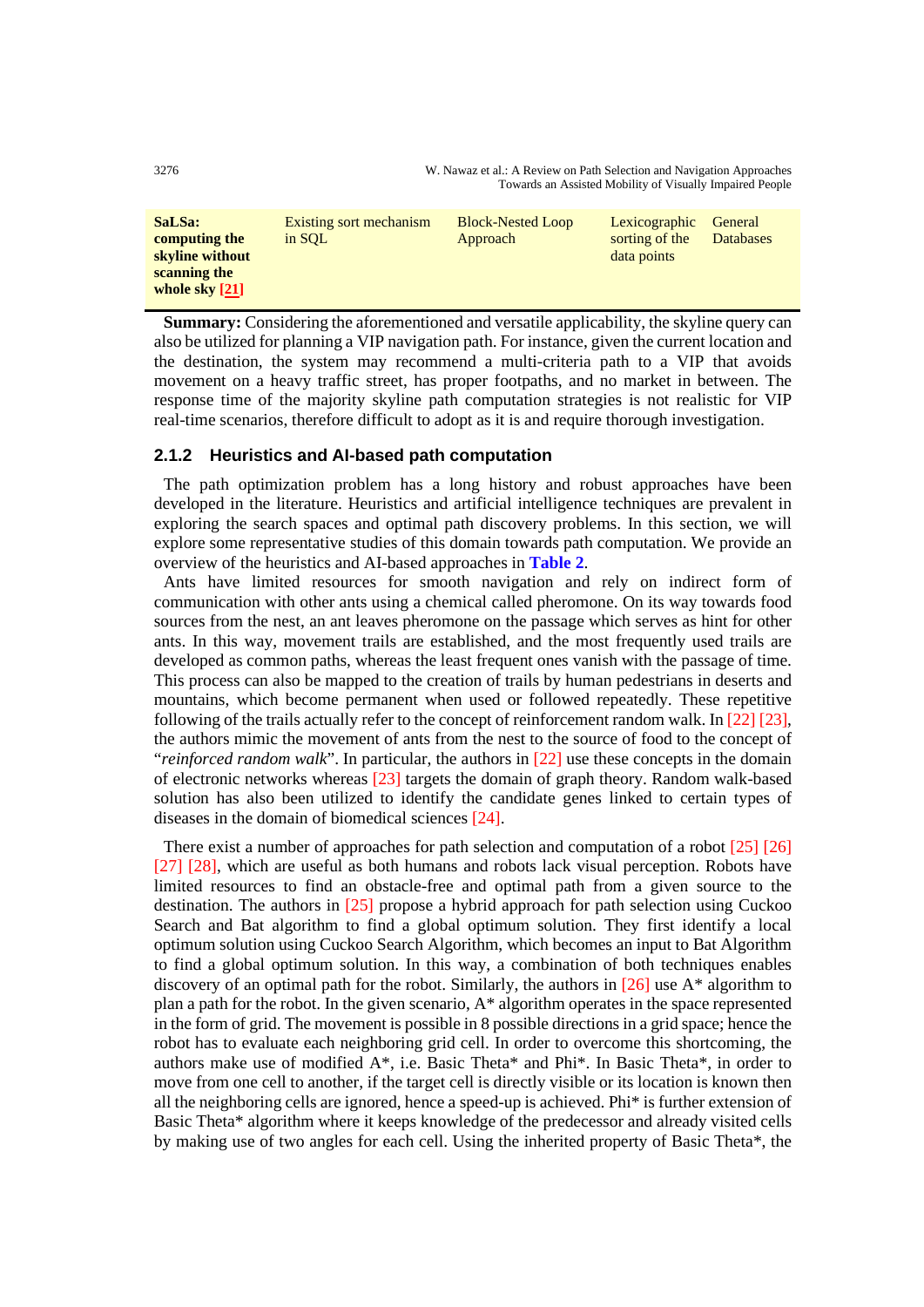| **SaLSa: computing the skyline without scanning the whole sky [21]** | Existing sort mechanism in SQL | Block-Nested Loop Approach | Lexicographic sorting of the data points | General Databases |
|---|---|---|---|---|

**Summary:** Considering the aforementioned and versatile applicability, the skyline query can also be utilized for planning a VIP navigation path. For instance, given the current location and the destination, the system may recommend a multi-criteria path to a VIP that avoids movement on a heavy traffic street, has proper footpaths, and no market in between. The response time of the majority skyline path computation strategies is not realistic for VIP real-time scenarios, therefore difficult to adopt as it is and require thorough investigation.

### 2.1.2 Heuristics and AI-based path computation

The path optimization problem has a long history and robust approaches have been developed in the literature. Heuristics and artificial intelligence techniques are prevalent in exploring the search spaces and optimal path discovery problems. In this section, we will explore some representative studies of this domain towards path computation. We provide an overview of the heuristics and AI-based approaches in **Table 2**.

Ants have limited resources for smooth navigation and rely on indirect form of communication with other ants using a chemical called pheromone. On its way towards food sources from the nest, an ant leaves pheromone on the passage which serves as hint for other ants. In this way, movement trails are established, and the most frequently used trails are developed as common paths, whereas the least frequent ones vanish with the passage of time. This process can also be mapped to the creation of trails by human pedestrians in deserts and mountains, which become permanent when used or followed repeatedly. These repetitive following of the trails actually refer to the concept of reinforcement random walk. In [22] [23], the authors mimic the movement of ants from the nest to the source of food to the concept of "*reinforced random walk*". In particular, the authors in [22] use these concepts in the domain of electronic networks whereas [23] targets the domain of graph theory. Random walk-based solution has also been utilized to identify the candidate genes linked to certain types of diseases in the domain of biomedical sciences [24].

There exist a number of approaches for path selection and computation of a robot [25] [26] [27] [28], which are useful as both humans and robots lack visual perception. Robots have limited resources to find an obstacle-free and optimal path from a given source to the destination. The authors in [25] propose a hybrid approach for path selection using Cuckoo Search and Bat algorithm to find a global optimum solution. They first identify a local optimum solution using Cuckoo Search Algorithm, which becomes an input to Bat Algorithm to find a global optimum solution. In this way, a combination of both techniques enables discovery of an optimal path for the robot. Similarly, the authors in [26] use A* algorithm to plan a path for the robot. In the given scenario, A* algorithm operates in the space represented in the form of grid. The movement is possible in 8 possible directions in a grid space; hence the robot has to evaluate each neighboring grid cell. In order to overcome this shortcoming, the authors make use of modified A*, i.e. Basic Theta* and Phi*. In Basic Theta*, in order to move from one cell to another, if the target cell is directly visible or its location is known then all the neighboring cells are ignored, hence a speed-up is achieved. Phi* is further extension of Basic Theta* algorithm where it keeps knowledge of the predecessor and already visited cells by making use of two angles for each cell. Using the inherited property of Basic Theta*, the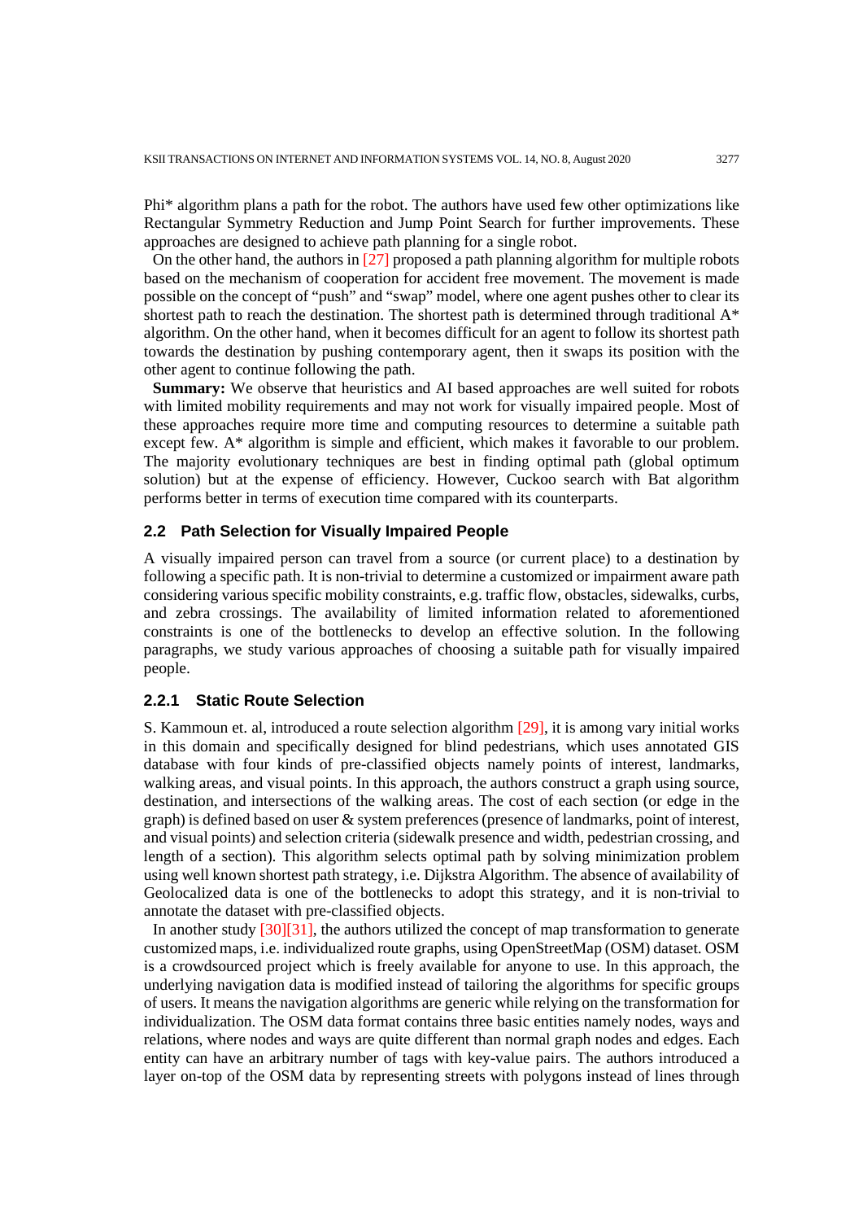Phi* algorithm plans a path for the robot. The authors have used few other optimizations like Rectangular Symmetry Reduction and Jump Point Search for further improvements. These approaches are designed to achieve path planning for a single robot.

On the other hand, the authors in [27] proposed a path planning algorithm for multiple robots based on the mechanism of cooperation for accident free movement. The movement is made possible on the concept of "push" and "swap" model, where one agent pushes other to clear its shortest path to reach the destination. The shortest path is determined through traditional A* algorithm. On the other hand, when it becomes difficult for an agent to follow its shortest path towards the destination by pushing contemporary agent, then it swaps its position with the other agent to continue following the path.

**Summary:** We observe that heuristics and AI based approaches are well suited for robots with limited mobility requirements and may not work for visually impaired people. Most of these approaches require more time and computing resources to determine a suitable path except few. A* algorithm is simple and efficient, which makes it favorable to our problem. The majority evolutionary techniques are best in finding optimal path (global optimum solution) but at the expense of efficiency. However, Cuckoo search with Bat algorithm performs better in terms of execution time compared with its counterparts.

### 2.2 Path Selection for Visually Impaired People

A visually impaired person can travel from a source (or current place) to a destination by following a specific path. It is non-trivial to determine a customized or impairment aware path considering various specific mobility constraints, e.g. traffic flow, obstacles, sidewalks, curbs, and zebra crossings. The availability of limited information related to aforementioned constraints is one of the bottlenecks to develop an effective solution. In the following paragraphs, we study various approaches of choosing a suitable path for visually impaired people.

#### 2.2.1 Static Route Selection

S. Kammoun et. al, introduced a route selection algorithm [29], it is among vary initial works in this domain and specifically designed for blind pedestrians, which uses annotated GIS database with four kinds of pre-classified objects namely points of interest, landmarks, walking areas, and visual points. In this approach, the authors construct a graph using source, destination, and intersections of the walking areas. The cost of each section (or edge in the graph) is defined based on user & system preferences (presence of landmarks, point of interest, and visual points) and selection criteria (sidewalk presence and width, pedestrian crossing, and length of a section). This algorithm selects optimal path by solving minimization problem using well known shortest path strategy, i.e. Dijkstra Algorithm. The absence of availability of Geolocalized data is one of the bottlenecks to adopt this strategy, and it is non-trivial to annotate the dataset with pre-classified objects.

In another study [30][31], the authors utilized the concept of map transformation to generate customized maps, i.e. individualized route graphs, using OpenStreetMap (OSM) dataset. OSM is a crowdsourced project which is freely available for anyone to use. In this approach, the underlying navigation data is modified instead of tailoring the algorithms for specific groups of users. It means the navigation algorithms are generic while relying on the transformation for individualization. The OSM data format contains three basic entities namely nodes, ways and relations, where nodes and ways are quite different than normal graph nodes and edges. Each entity can have an arbitrary number of tags with key-value pairs. The authors introduced a layer on-top of the OSM data by representing streets with polygons instead of lines through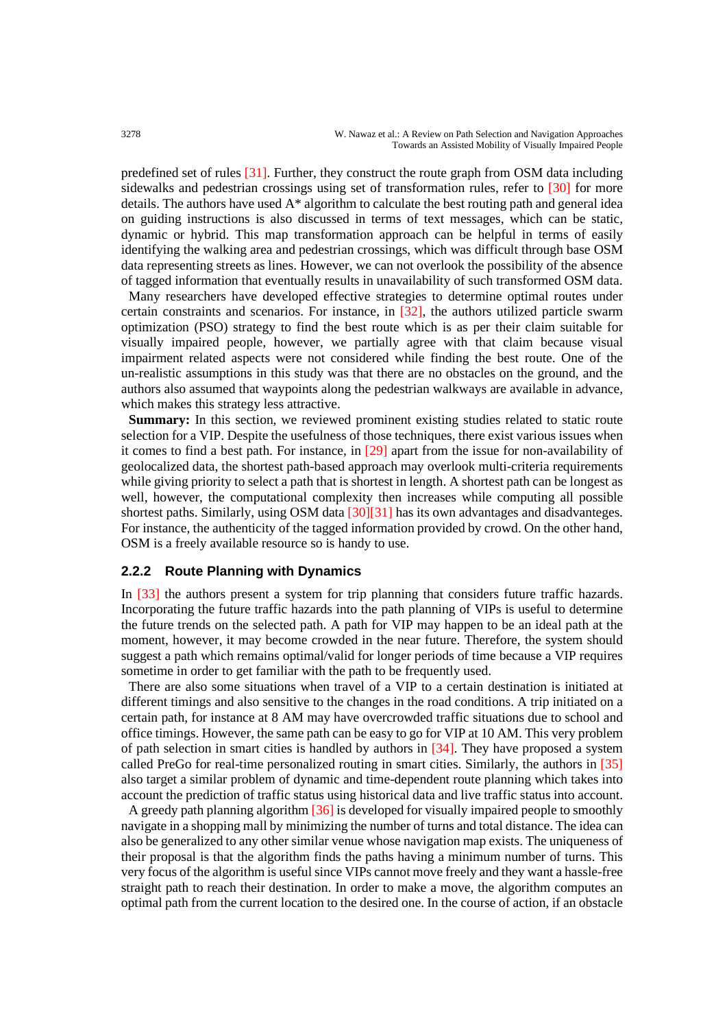predefined set of rules [31]. Further, they construct the route graph from OSM data including sidewalks and pedestrian crossings using set of transformation rules, refer to [30] for more details. The authors have used A* algorithm to calculate the best routing path and general idea on guiding instructions is also discussed in terms of text messages, which can be static, dynamic or hybrid. This map transformation approach can be helpful in terms of easily identifying the walking area and pedestrian crossings, which was difficult through base OSM data representing streets as lines. However, we can not overlook the possibility of the absence of tagged information that eventually results in unavailability of such transformed OSM data.

Many researchers have developed effective strategies to determine optimal routes under certain constraints and scenarios. For instance, in [32], the authors utilized particle swarm optimization (PSO) strategy to find the best route which is as per their claim suitable for visually impaired people, however, we partially agree with that claim because visual impairment related aspects were not considered while finding the best route. One of the un-realistic assumptions in this study was that there are no obstacles on the ground, and the authors also assumed that waypoints along the pedestrian walkways are available in advance, which makes this strategy less attractive.

**Summary:** In this section, we reviewed prominent existing studies related to static route selection for a VIP. Despite the usefulness of those techniques, there exist various issues when it comes to find a best path. For instance, in [29] apart from the issue for non-availability of geolocalized data, the shortest path-based approach may overlook multi-criteria requirements while giving priority to select a path that is shortest in length. A shortest path can be longest as well, however, the computational complexity then increases while computing all possible shortest paths. Similarly, using OSM data [30][31] has its own advantages and disadvanteges. For instance, the authenticity of the tagged information provided by crowd. On the other hand, OSM is a freely available resource so is handy to use.

### 2.2.2 Route Planning with Dynamics

In [33] the authors present a system for trip planning that considers future traffic hazards. Incorporating the future traffic hazards into the path planning of VIPs is useful to determine the future trends on the selected path. A path for VIP may happen to be an ideal path at the moment, however, it may become crowded in the near future. Therefore, the system should suggest a path which remains optimal/valid for longer periods of time because a VIP requires sometime in order to get familiar with the path to be frequently used.

There are also some situations when travel of a VIP to a certain destination is initiated at different timings and also sensitive to the changes in the road conditions. A trip initiated on a certain path, for instance at 8 AM may have overcrowded traffic situations due to school and office timings. However, the same path can be easy to go for VIP at 10 AM. This very problem of path selection in smart cities is handled by authors in [34]. They have proposed a system called PreGo for real-time personalized routing in smart cities. Similarly, the authors in [35] also target a similar problem of dynamic and time-dependent route planning which takes into account the prediction of traffic status using historical data and live traffic status into account.

A greedy path planning algorithm [36] is developed for visually impaired people to smoothly navigate in a shopping mall by minimizing the number of turns and total distance. The idea can also be generalized to any other similar venue whose navigation map exists. The uniqueness of their proposal is that the algorithm finds the paths having a minimum number of turns. This very focus of the algorithm is useful since VIPs cannot move freely and they want a hassle-free straight path to reach their destination. In order to make a move, the algorithm computes an optimal path from the current location to the desired one. In the course of action, if an obstacle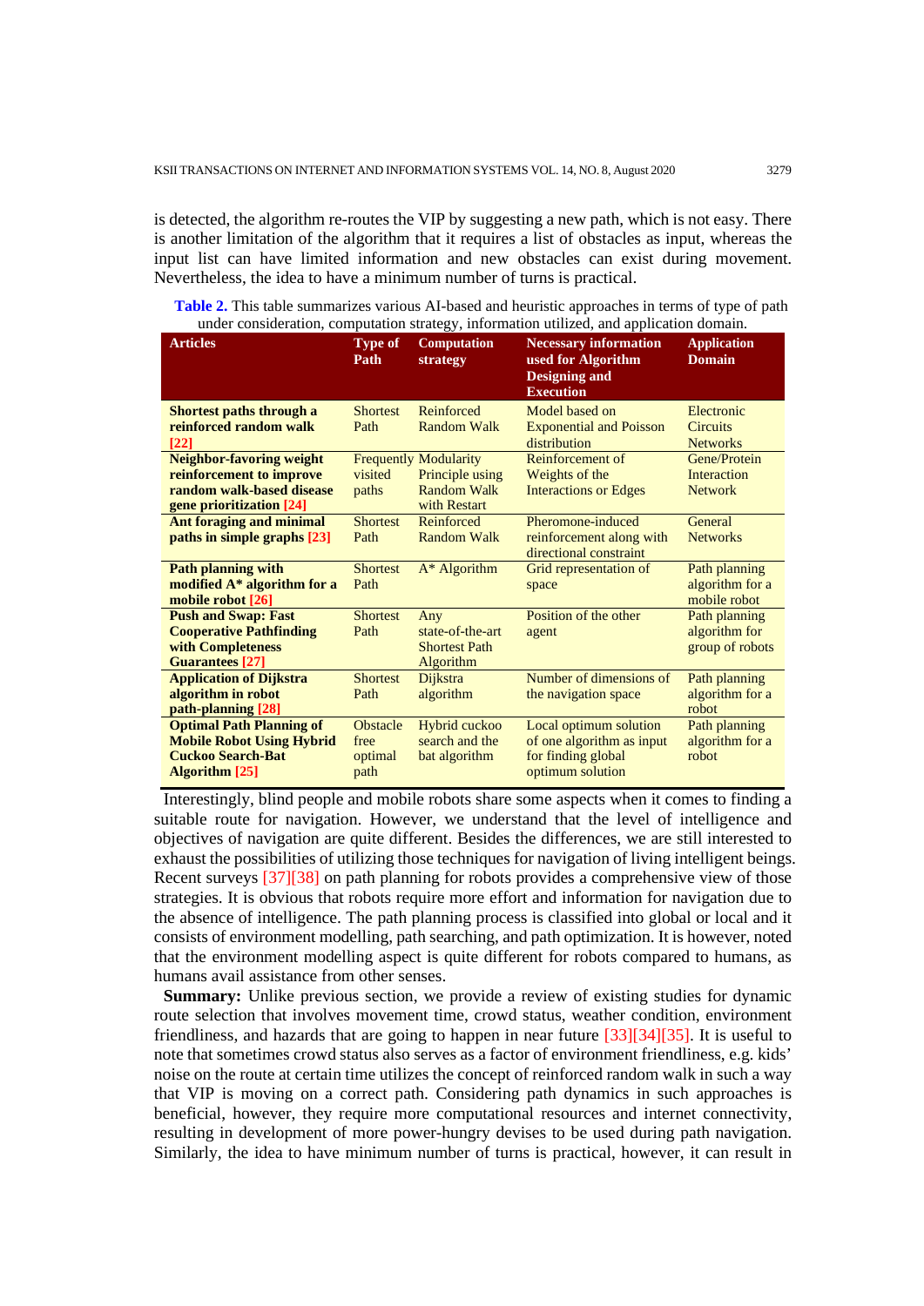is detected, the algorithm re-routes the VIP by suggesting a new path, which is not easy. There is another limitation of the algorithm that it requires a list of obstacles as input, whereas the input list can have limited information and new obstacles can exist during movement. Nevertheless, the idea to have a minimum number of turns is practical.

**Table 2.** This table summarizes various AI-based and heuristic approaches in terms of type of path under consideration, computation strategy, information utilized, and application domain.

| Articles | Type of Path | Computation strategy | Necessary information used for Algorithm Designing and Execution | Application Domain |
|---|---|---|---|---|
| **Shortest paths through a reinforced random walk [22]** | Shortest Path | Reinforced Random Walk | Model based on Exponential and Poisson distribution | Electronic Circuits Networks |
| **Neighbor-favoring weight reinforcement to improve random walk-based disease gene prioritization [24]** | Frequently visited paths | Modularity Principle using Random Walk with Restart | Reinforcement of Weights of the Interactions or Edges | Gene/Protein Interaction Network |
| **Ant foraging and minimal paths in simple graphs [23]** | Shortest Path | Reinforced Random Walk | Pheromone-induced reinforcement along with directional constraint | General Networks |
| **Path planning with modified A* algorithm for a mobile robot [26]** | Shortest Path | A* Algorithm | Grid representation of space | Path planning algorithm for a mobile robot |
| **Push and Swap: Fast Cooperative Pathfinding with Completeness Guarantees [27]** | Shortest Path | Any state-of-the-art Shortest Path Algorithm | Position of the other agent | Path planning algorithm for group of robots |
| **Application of Dijkstra algorithm in robot path-planning [28]** | Shortest Path | Dijkstra algorithm | Number of dimensions of the navigation space | Path planning algorithm for a robot |
| **Optimal Path Planning of Mobile Robot Using Hybrid Cuckoo Search-Bat Algorithm [25]** | Obstacle free optimal path | Hybrid cuckoo search and the bat algorithm | Local optimum solution of one algorithm as input for finding global optimum solution | Path planning algorithm for a robot |

Interestingly, blind people and mobile robots share some aspects when it comes to finding a suitable route for navigation. However, we understand that the level of intelligence and objectives of navigation are quite different. Besides the differences, we are still interested to exhaust the possibilities of utilizing those techniques for navigation of living intelligent beings. Recent surveys [37][38] on path planning for robots provides a comprehensive view of those strategies. It is obvious that robots require more effort and information for navigation due to the absence of intelligence. The path planning process is classified into global or local and it consists of environment modelling, path searching, and path optimization. It is however, noted that the environment modelling aspect is quite different for robots compared to humans, as humans avail assistance from other senses.

**Summary:** Unlike previous section, we provide a review of existing studies for dynamic route selection that involves movement time, crowd status, weather condition, environment friendliness, and hazards that are going to happen in near future [33][34][35]. It is useful to note that sometimes crowd status also serves as a factor of environment friendliness, e.g. kids' noise on the route at certain time utilizes the concept of reinforced random walk in such a way that VIP is moving on a correct path. Considering path dynamics in such approaches is beneficial, however, they require more computational resources and internet connectivity, resulting in development of more power-hungry devises to be used during path navigation. Similarly, the idea to have minimum number of turns is practical, however, it can result in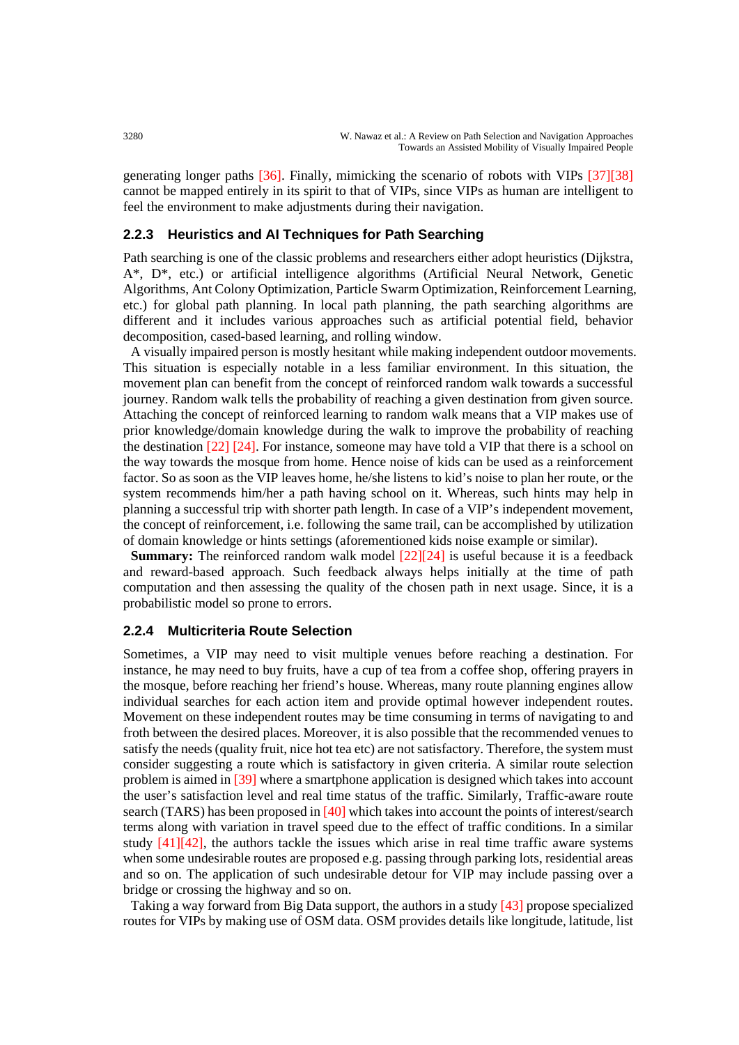generating longer paths [36]. Finally, mimicking the scenario of robots with VIPs [37][38] cannot be mapped entirely in its spirit to that of VIPs, since VIPs as human are intelligent to feel the environment to make adjustments during their navigation.

### 2.2.3 Heuristics and AI Techniques for Path Searching

Path searching is one of the classic problems and researchers either adopt heuristics (Dijkstra, A*, D*, etc.) or artificial intelligence algorithms (Artificial Neural Network, Genetic Algorithms, Ant Colony Optimization, Particle Swarm Optimization, Reinforcement Learning, etc.) for global path planning. In local path planning, the path searching algorithms are different and it includes various approaches such as artificial potential field, behavior decomposition, cased-based learning, and rolling window.

A visually impaired person is mostly hesitant while making independent outdoor movements. This situation is especially notable in a less familiar environment. In this situation, the movement plan can benefit from the concept of reinforced random walk towards a successful journey. Random walk tells the probability of reaching a given destination from given source. Attaching the concept of reinforced learning to random walk means that a VIP makes use of prior knowledge/domain knowledge during the walk to improve the probability of reaching the destination [22] [24]. For instance, someone may have told a VIP that there is a school on the way towards the mosque from home. Hence noise of kids can be used as a reinforcement factor. So as soon as the VIP leaves home, he/she listens to kid's noise to plan her route, or the system recommends him/her a path having school on it. Whereas, such hints may help in planning a successful trip with shorter path length. In case of a VIP's independent movement, the concept of reinforcement, i.e. following the same trail, can be accomplished by utilization of domain knowledge or hints settings (aforementioned kids noise example or similar).

**Summary:** The reinforced random walk model [22][24] is useful because it is a feedback and reward-based approach. Such feedback always helps initially at the time of path computation and then assessing the quality of the chosen path in next usage. Since, it is a probabilistic model so prone to errors.

### 2.2.4 Multicriteria Route Selection

Sometimes, a VIP may need to visit multiple venues before reaching a destination. For instance, he may need to buy fruits, have a cup of tea from a coffee shop, offering prayers in the mosque, before reaching her friend's house. Whereas, many route planning engines allow individual searches for each action item and provide optimal however independent routes. Movement on these independent routes may be time consuming in terms of navigating to and froth between the desired places. Moreover, it is also possible that the recommended venues to satisfy the needs (quality fruit, nice hot tea etc) are not satisfactory. Therefore, the system must consider suggesting a route which is satisfactory in given criteria. A similar route selection problem is aimed in [39] where a smartphone application is designed which takes into account the user's satisfaction level and real time status of the traffic. Similarly, Traffic-aware route search (TARS) has been proposed in [40] which takes into account the points of interest/search terms along with variation in travel speed due to the effect of traffic conditions. In a similar study [41][42], the authors tackle the issues which arise in real time traffic aware systems when some undesirable routes are proposed e.g. passing through parking lots, residential areas and so on. The application of such undesirable detour for VIP may include passing over a bridge or crossing the highway and so on.

Taking a way forward from Big Data support, the authors in a study [43] propose specialized routes for VIPs by making use of OSM data. OSM provides details like longitude, latitude, list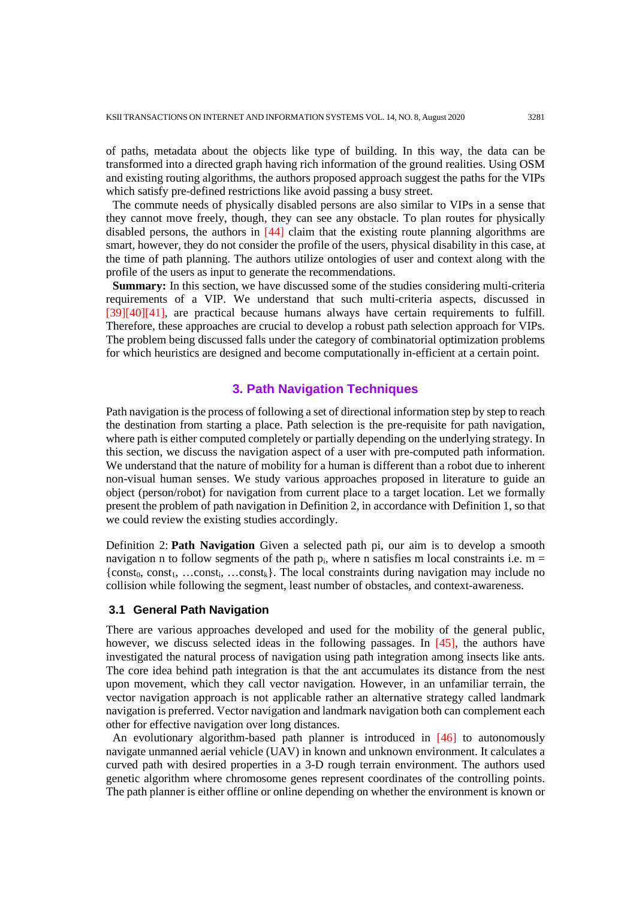of paths, metadata about the objects like type of building. In this way, the data can be transformed into a directed graph having rich information of the ground realities. Using OSM and existing routing algorithms, the authors proposed approach suggest the paths for the VIPs which satisfy pre-defined restrictions like avoid passing a busy street.

The commute needs of physically disabled persons are also similar to VIPs in a sense that they cannot move freely, though, they can see any obstacle. To plan routes for physically disabled persons, the authors in [44] claim that the existing route planning algorithms are smart, however, they do not consider the profile of the users, physical disability in this case, at the time of path planning. The authors utilize ontologies of user and context along with the profile of the users as input to generate the recommendations.

**Summary:** In this section, we have discussed some of the studies considering multi-criteria requirements of a VIP. We understand that such multi-criteria aspects, discussed in [39][40][41], are practical because humans always have certain requirements to fulfill. Therefore, these approaches are crucial to develop a robust path selection approach for VIPs. The problem being discussed falls under the category of combinatorial optimization problems for which heuristics are designed and become computationally in-efficient at a certain point.

## 3. Path Navigation Techniques

Path navigation is the process of following a set of directional information step by step to reach the destination from starting a place. Path selection is the pre-requisite for path navigation, where path is either computed completely or partially depending on the underlying strategy. In this section, we discuss the navigation aspect of a user with pre-computed path information. We understand that the nature of mobility for a human is different than a robot due to inherent non-visual human senses. We study various approaches proposed in literature to guide an object (person/robot) for navigation from current place to a target location. Let we formally present the problem of path navigation in Definition 2, in accordance with Definition 1, so that we could review the existing studies accordingly.

Definition 2: **Path Navigation** Given a selected path pi, our aim is to develop a smooth navigation n to follow segments of the path $p_i$, where n satisfies m local constraints i.e. m = {$const_0$, $const_1$, …$const_i$, …$const_k$}. The local constraints during navigation may include no collision while following the segment, least number of obstacles, and context-awareness.

### 3.1 General Path Navigation

There are various approaches developed and used for the mobility of the general public, however, we discuss selected ideas in the following passages. In [45], the authors have investigated the natural process of navigation using path integration among insects like ants. The core idea behind path integration is that the ant accumulates its distance from the nest upon movement, which they call vector navigation. However, in an unfamiliar terrain, the vector navigation approach is not applicable rather an alternative strategy called landmark navigation is preferred. Vector navigation and landmark navigation both can complement each other for effective navigation over long distances.

An evolutionary algorithm-based path planner is introduced in [46] to autonomously navigate unmanned aerial vehicle (UAV) in known and unknown environment. It calculates a curved path with desired properties in a 3-D rough terrain environment. The authors used genetic algorithm where chromosome genes represent coordinates of the controlling points. The path planner is either offline or online depending on whether the environment is known or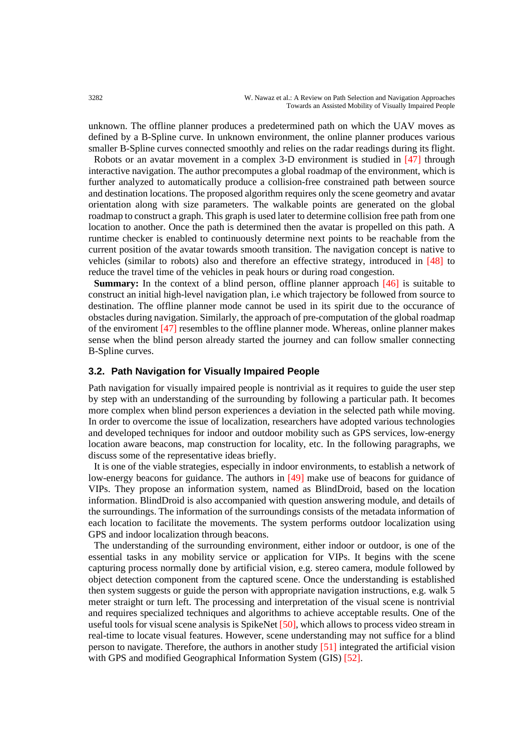unknown. The offline planner produces a predetermined path on which the UAV moves as defined by a B-Spline curve. In unknown environment, the online planner produces various smaller B-Spline curves connected smoothly and relies on the radar readings during its flight.

Robots or an avatar movement in a complex 3-D environment is studied in [47] through interactive navigation. The author precomputes a global roadmap of the environment, which is further analyzed to automatically produce a collision-free constrained path between source and destination locations. The proposed algorithm requires only the scene geometry and avatar orientation along with size parameters. The walkable points are generated on the global roadmap to construct a graph. This graph is used later to determine collision free path from one location to another. Once the path is determined then the avatar is propelled on this path. A runtime checker is enabled to continuously determine next points to be reachable from the current position of the avatar towards smooth transition. The navigation concept is native to vehicles (similar to robots) also and therefore an effective strategy, introduced in [48] to reduce the travel time of the vehicles in peak hours or during road congestion.

**Summary:** In the context of a blind person, offline planner approach [46] is suitable to construct an initial high-level navigation plan, i.e which trajectory be followed from source to destination. The offline planner mode cannot be used in its spirit due to the occurance of obstacles during navigation. Similarly, the approach of pre-computation of the global roadmap of the enviroment [47] resembles to the offline planner mode. Whereas, online planner makes sense when the blind person already started the journey and can follow smaller connecting B-Spline curves.

### 3.2. Path Navigation for Visually Impaired People

Path navigation for visually impaired people is nontrivial as it requires to guide the user step by step with an understanding of the surrounding by following a particular path. It becomes more complex when blind person experiences a deviation in the selected path while moving. In order to overcome the issue of localization, researchers have adopted various technologies and developed techniques for indoor and outdoor mobility such as GPS services, low-energy location aware beacons, map construction for locality, etc. In the following paragraphs, we discuss some of the representative ideas briefly.

It is one of the viable strategies, especially in indoor environments, to establish a network of low-energy beacons for guidance. The authors in [49] make use of beacons for guidance of VIPs. They propose an information system, named as BlindDroid, based on the location information. BlindDroid is also accompanied with question answering module, and details of the surroundings. The information of the surroundings consists of the metadata information of each location to facilitate the movements. The system performs outdoor localization using GPS and indoor localization through beacons.

The understanding of the surrounding environment, either indoor or outdoor, is one of the essential tasks in any mobility service or application for VIPs. It begins with the scene capturing process normally done by artificial vision, e.g. stereo camera, module followed by object detection component from the captured scene. Once the understanding is established then system suggests or guide the person with appropriate navigation instructions, e.g. walk 5 meter straight or turn left. The processing and interpretation of the visual scene is nontrivial and requires specialized techniques and algorithms to achieve acceptable results. One of the useful tools for visual scene analysis is SpikeNet [50], which allows to process video stream in real-time to locate visual features. However, scene understanding may not suffice for a blind person to navigate. Therefore, the authors in another study [51] integrated the artificial vision with GPS and modified Geographical Information System (GIS) [52].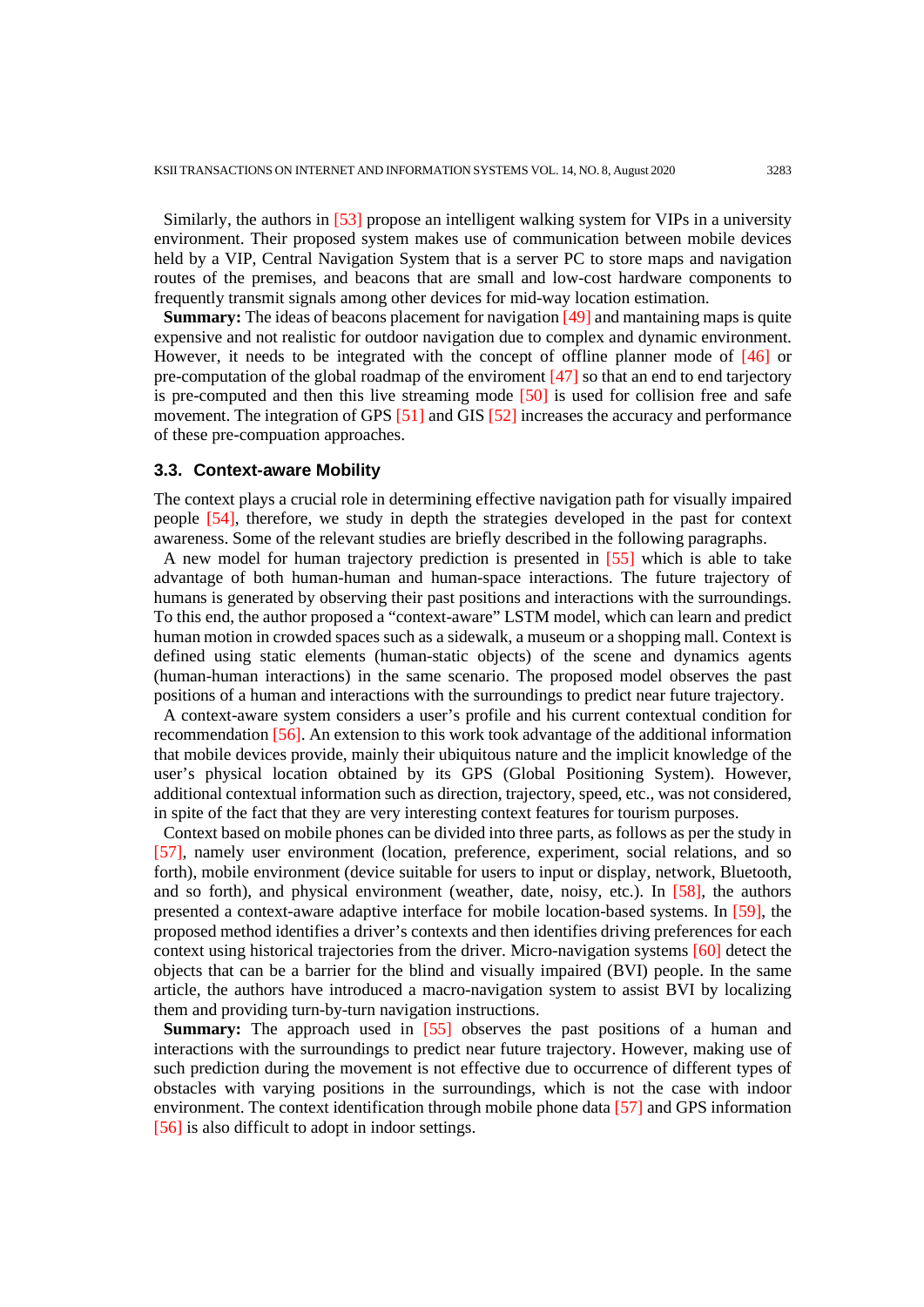Similarly, the authors in [53] propose an intelligent walking system for VIPs in a university environment. Their proposed system makes use of communication between mobile devices held by a VIP, Central Navigation System that is a server PC to store maps and navigation routes of the premises, and beacons that are small and low-cost hardware components to frequently transmit signals among other devices for mid-way location estimation.

**Summary:** The ideas of beacons placement for navigation [49] and mantaining maps is quite expensive and not realistic for outdoor navigation due to complex and dynamic environment. However, it needs to be integrated with the concept of offline planner mode of [46] or pre-computation of the global roadmap of the enviroment [47] so that an end to end tarjectory is pre-computed and then this live streaming mode [50] is used for collision free and safe movement. The integration of GPS [51] and GIS [52] increases the accuracy and performance of these pre-compuation approaches.

### 3.3. Context-aware Mobility

The context plays a crucial role in determining effective navigation path for visually impaired people [54], therefore, we study in depth the strategies developed in the past for context awareness. Some of the relevant studies are briefly described in the following paragraphs.

A new model for human trajectory prediction is presented in [55] which is able to take advantage of both human-human and human-space interactions. The future trajectory of humans is generated by observing their past positions and interactions with the surroundings. To this end, the author proposed a "context-aware" LSTM model, which can learn and predict human motion in crowded spaces such as a sidewalk, a museum or a shopping mall. Context is defined using static elements (human-static objects) of the scene and dynamics agents (human-human interactions) in the same scenario. The proposed model observes the past positions of a human and interactions with the surroundings to predict near future trajectory.

A context-aware system considers a user's profile and his current contextual condition for recommendation [56]. An extension to this work took advantage of the additional information that mobile devices provide, mainly their ubiquitous nature and the implicit knowledge of the user's physical location obtained by its GPS (Global Positioning System). However, additional contextual information such as direction, trajectory, speed, etc., was not considered, in spite of the fact that they are very interesting context features for tourism purposes.

Context based on mobile phones can be divided into three parts, as follows as per the study in [57], namely user environment (location, preference, experiment, social relations, and so forth), mobile environment (device suitable for users to input or display, network, Bluetooth, and so forth), and physical environment (weather, date, noisy, etc.). In [58], the authors presented a context-aware adaptive interface for mobile location-based systems. In [59], the proposed method identifies a driver's contexts and then identifies driving preferences for each context using historical trajectories from the driver. Micro-navigation systems [60] detect the objects that can be a barrier for the blind and visually impaired (BVI) people. In the same article, the authors have introduced a macro-navigation system to assist BVI by localizing them and providing turn-by-turn navigation instructions.

**Summary:** The approach used in [55] observes the past positions of a human and interactions with the surroundings to predict near future trajectory. However, making use of such prediction during the movement is not effective due to occurrence of different types of obstacles with varying positions in the surroundings, which is not the case with indoor environment. The context identification through mobile phone data [57] and GPS information [56] is also difficult to adopt in indoor settings.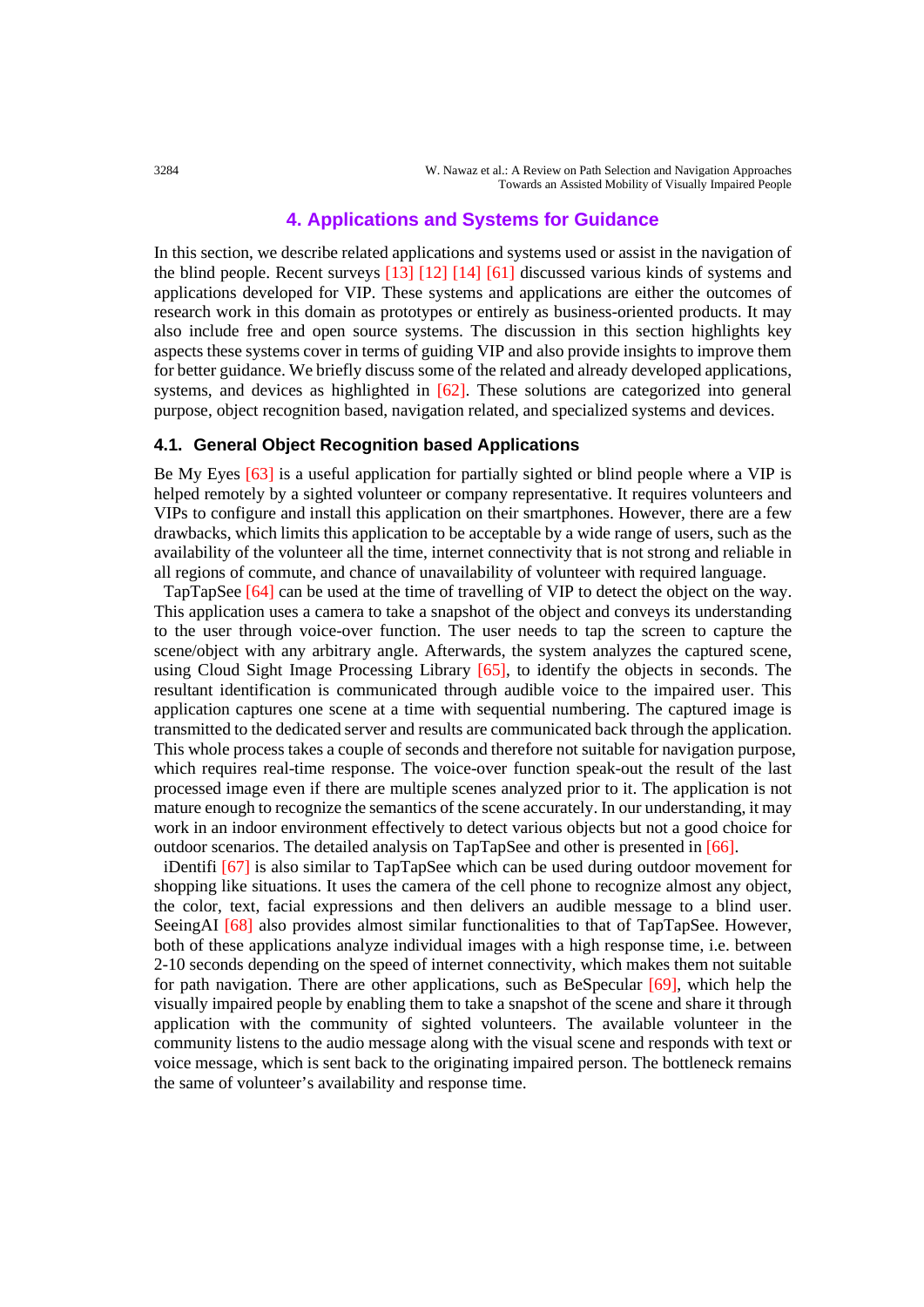## 4. Applications and Systems for Guidance

In this section, we describe related applications and systems used or assist in the navigation of the blind people. Recent surveys [13] [12] [14] [61] discussed various kinds of systems and applications developed for VIP. These systems and applications are either the outcomes of research work in this domain as prototypes or entirely as business-oriented products. It may also include free and open source systems. The discussion in this section highlights key aspects these systems cover in terms of guiding VIP and also provide insights to improve them for better guidance. We briefly discuss some of the related and already developed applications, systems, and devices as highlighted in [62]. These solutions are categorized into general purpose, object recognition based, navigation related, and specialized systems and devices.

### 4.1. General Object Recognition based Applications

Be My Eyes [63] is a useful application for partially sighted or blind people where a VIP is helped remotely by a sighted volunteer or company representative. It requires volunteers and VIPs to configure and install this application on their smartphones. However, there are a few drawbacks, which limits this application to be acceptable by a wide range of users, such as the availability of the volunteer all the time, internet connectivity that is not strong and reliable in all regions of commute, and chance of unavailability of volunteer with required language.

TapTapSee [64] can be used at the time of travelling of VIP to detect the object on the way. This application uses a camera to take a snapshot of the object and conveys its understanding to the user through voice-over function. The user needs to tap the screen to capture the scene/object with any arbitrary angle. Afterwards, the system analyzes the captured scene, using Cloud Sight Image Processing Library [65], to identify the objects in seconds. The resultant identification is communicated through audible voice to the impaired user. This application captures one scene at a time with sequential numbering. The captured image is transmitted to the dedicated server and results are communicated back through the application. This whole process takes a couple of seconds and therefore not suitable for navigation purpose, which requires real-time response. The voice-over function speak-out the result of the last processed image even if there are multiple scenes analyzed prior to it. The application is not mature enough to recognize the semantics of the scene accurately. In our understanding, it may work in an indoor environment effectively to detect various objects but not a good choice for outdoor scenarios. The detailed analysis on TapTapSee and other is presented in [66].

iDentifi [67] is also similar to TapTapSee which can be used during outdoor movement for shopping like situations. It uses the camera of the cell phone to recognize almost any object, the color, text, facial expressions and then delivers an audible message to a blind user. SeeingAI [68] also provides almost similar functionalities to that of TapTapSee. However, both of these applications analyze individual images with a high response time, i.e. between 2-10 seconds depending on the speed of internet connectivity, which makes them not suitable for path navigation. There are other applications, such as BeSpecular [69], which help the visually impaired people by enabling them to take a snapshot of the scene and share it through application with the community of sighted volunteers. The available volunteer in the community listens to the audio message along with the visual scene and responds with text or voice message, which is sent back to the originating impaired person. The bottleneck remains the same of volunteer's availability and response time.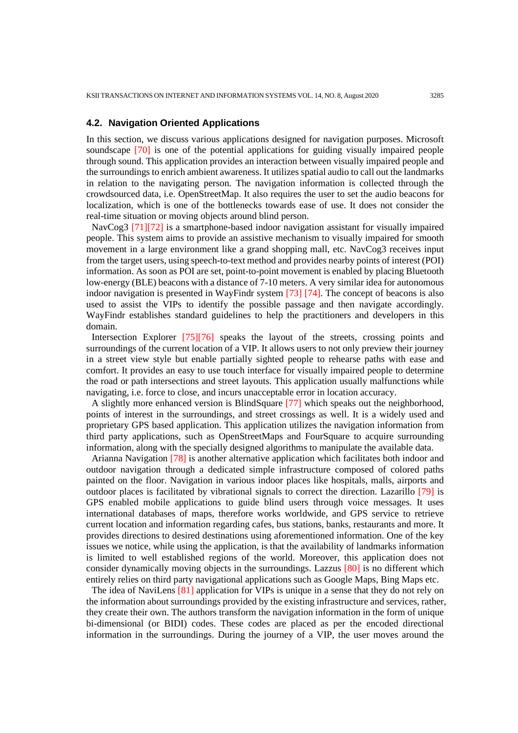### 4.2. Navigation Oriented Applications

In this section, we discuss various applications designed for navigation purposes. Microsoft soundscape [70] is one of the potential applications for guiding visually impaired people through sound. This application provides an interaction between visually impaired people and the surroundings to enrich ambient awareness. It utilizes spatial audio to call out the landmarks in relation to the navigating person. The navigation information is collected through the crowdsourced data, i.e. OpenStreetMap. It also requires the user to set the audio beacons for localization, which is one of the bottlenecks towards ease of use. It does not consider the real-time situation or moving objects around blind person.

NavCog3 [71][72] is a smartphone-based indoor navigation assistant for visually impaired people. This system aims to provide an assistive mechanism to visually impaired for smooth movement in a large environment like a grand shopping mall, etc. NavCog3 receives input from the target users, using speech-to-text method and provides nearby points of interest (POI) information. As soon as POI are set, point-to-point movement is enabled by placing Bluetooth low-energy (BLE) beacons with a distance of 7-10 meters. A very similar idea for autonomous indoor navigation is presented in WayFindr system [73] [74]. The concept of beacons is also used to assist the VIPs to identify the possible passage and then navigate accordingly. WayFindr establishes standard guidelines to help the practitioners and developers in this domain.

Intersection Explorer [75][76] speaks the layout of the streets, crossing points and surroundings of the current location of a VIP. It allows users to not only preview their journey in a street view style but enable partially sighted people to rehearse paths with ease and comfort. It provides an easy to use touch interface for visually impaired people to determine the road or path intersections and street layouts. This application usually malfunctions while navigating, i.e. force to close, and incurs unacceptable error in location accuracy.

A slightly more enhanced version is BlindSquare [77] which speaks out the neighborhood, points of interest in the surroundings, and street crossings as well. It is a widely used and proprietary GPS based application. This application utilizes the navigation information from third party applications, such as OpenStreetMaps and FourSquare to acquire surrounding information, along with the specially designed algorithms to manipulate the available data.

Arianna Navigation [78] is another alternative application which facilitates both indoor and outdoor navigation through a dedicated simple infrastructure composed of colored paths painted on the floor. Navigation in various indoor places like hospitals, malls, airports and outdoor places is facilitated by vibrational signals to correct the direction. Lazarillo [79] is GPS enabled mobile applications to guide blind users through voice messages. It uses international databases of maps, therefore works worldwide, and GPS service to retrieve current location and information regarding cafes, bus stations, banks, restaurants and more. It provides directions to desired destinations using aforementioned information. One of the key issues we notice, while using the application, is that the availability of landmarks information is limited to well established regions of the world. Moreover, this application does not consider dynamically moving objects in the surroundings. Lazzus [80] is no different which entirely relies on third party navigational applications such as Google Maps, Bing Maps etc.

The idea of NaviLens [81] application for VIPs is unique in a sense that they do not rely on the information about surroundings provided by the existing infrastructure and services, rather, they create their own. The authors transform the navigation information in the form of unique bi-dimensional (or BIDI) codes. These codes are placed as per the encoded directional information in the surroundings. During the journey of a VIP, the user moves around the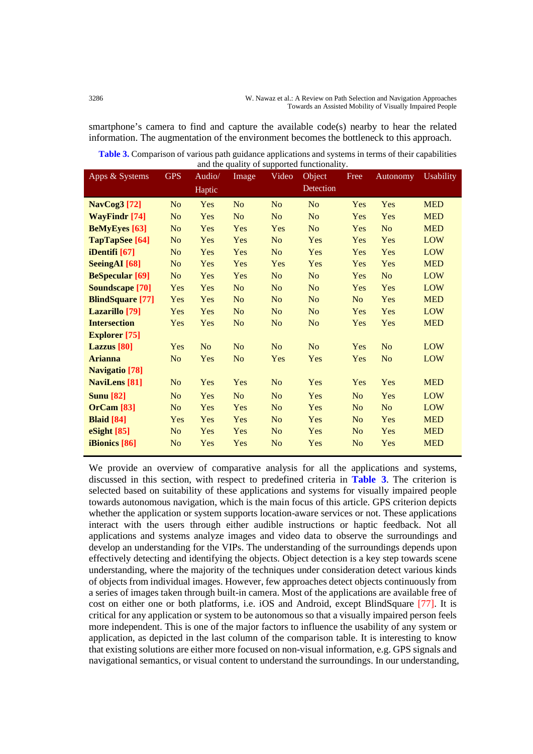smartphone's camera to find and capture the available code(s) nearby to hear the related information. The augmentation of the environment becomes the bottleneck to this approach.

**Table 3.** Comparison of various path guidance applications and systems in terms of their capabilities and the quality of supported functionality.

| Apps & Systems | GPS | Audio/ Haptic | Image | Video | Object Detection | Free | Autonomy | Usability |
|---|---|---|---|---|---|---|---|---|
| **NavCog3** [72] | No | Yes | No | No | No | Yes | Yes | MED |
| **WayFindr** [74] | No | Yes | No | No | No | Yes | Yes | MED |
| **BeMyEyes** [63] | No | Yes | Yes | Yes | No | Yes | No | MED |
| **TapTapSee** [64] | No | Yes | Yes | No | Yes | Yes | Yes | LOW |
| **iDentifi** [67] | No | Yes | Yes | No | Yes | Yes | Yes | LOW |
| **SeeingAI** [68] | No | Yes | Yes | Yes | Yes | Yes | Yes | MED |
| **BeSpecular** [69] | No | Yes | Yes | No | No | Yes | No | LOW |
| **Soundscape** [70] | Yes | Yes | No | No | No | Yes | Yes | LOW |
| **BlindSquare** [77] | Yes | Yes | No | No | No | No | Yes | MED |
| **Lazarillo** [79] | Yes | Yes | No | No | No | Yes | Yes | LOW |
| **Intersection Explorer** [75] | Yes | Yes | No | No | No | Yes | Yes | MED |
| **Lazzus** [80] | Yes | No | No | No | No | Yes | No | LOW |
| **Arianna Navigatio** [78] | No | Yes | No | Yes | Yes | Yes | No | LOW |
| **NaviLens** [81] | No | Yes | Yes | No | Yes | Yes | Yes | MED |
| **Sunu** [82] | No | Yes | No | No | Yes | No | Yes | LOW |
| **OrCam** [83] | No | Yes | Yes | No | Yes | No | No | LOW |
| **Blaid** [84] | Yes | Yes | Yes | No | Yes | No | Yes | MED |
| **eSight** [85] | No | Yes | Yes | No | Yes | No | Yes | MED |
| **iBionics** [86] | No | Yes | Yes | No | Yes | No | Yes | MED |

We provide an overview of comparative analysis for all the applications and systems, discussed in this section, with respect to predefined criteria in **Table 3**. The criterion is selected based on suitability of these applications and systems for visually impaired people towards autonomous navigation, which is the main focus of this article. GPS criterion depicts whether the application or system supports location-aware services or not. These applications interact with the users through either audible instructions or haptic feedback. Not all applications and systems analyze images and video data to observe the surroundings and develop an understanding for the VIPs. The understanding of the surroundings depends upon effectively detecting and identifying the objects. Object detection is a key step towards scene understanding, where the majority of the techniques under consideration detect various kinds of objects from individual images. However, few approaches detect objects continuously from a series of images taken through built-in camera. Most of the applications are available free of cost on either one or both platforms, i.e. iOS and Android, except BlindSquare [77]. It is critical for any application or system to be autonomous so that a visually impaired person feels more independent. This is one of the major factors to influence the usability of any system or application, as depicted in the last column of the comparison table. It is interesting to know that existing solutions are either more focused on non-visual information, e.g. GPS signals and navigational semantics, or visual content to understand the surroundings. In our understanding,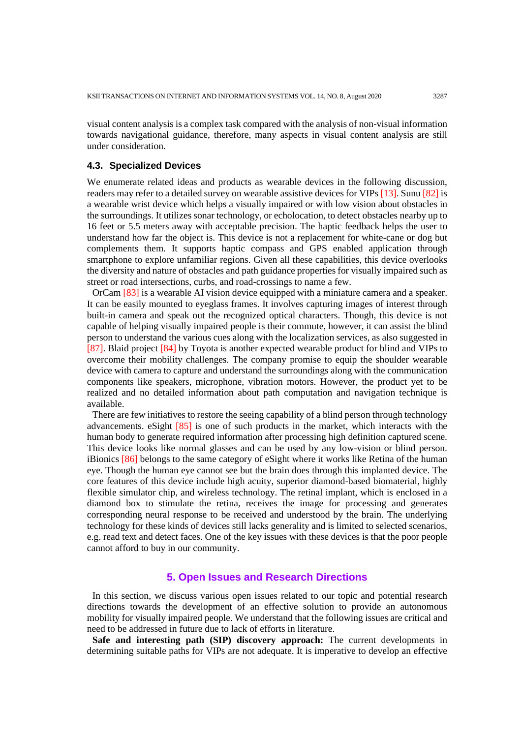visual content analysis is a complex task compared with the analysis of non-visual information towards navigational guidance, therefore, many aspects in visual content analysis are still under consideration.

### 4.3. Specialized Devices

We enumerate related ideas and products as wearable devices in the following discussion, readers may refer to a detailed survey on wearable assistive devices for VIPs [13]. Sunu [82] is a wearable wrist device which helps a visually impaired or with low vision about obstacles in the surroundings. It utilizes sonar technology, or echolocation, to detect obstacles nearby up to 16 feet or 5.5 meters away with acceptable precision. The haptic feedback helps the user to understand how far the object is. This device is not a replacement for white-cane or dog but complements them. It supports haptic compass and GPS enabled application through smartphone to explore unfamiliar regions. Given all these capabilities, this device overlooks the diversity and nature of obstacles and path guidance properties for visually impaired such as street or road intersections, curbs, and road-crossings to name a few.

OrCam [83] is a wearable AI vision device equipped with a miniature camera and a speaker. It can be easily mounted to eyeglass frames. It involves capturing images of interest through built-in camera and speak out the recognized optical characters. Though, this device is not capable of helping visually impaired people is their commute, however, it can assist the blind person to understand the various cues along with the localization services, as also suggested in [87]. Blaid project [84] by Toyota is another expected wearable product for blind and VIPs to overcome their mobility challenges. The company promise to equip the shoulder wearable device with camera to capture and understand the surroundings along with the communication components like speakers, microphone, vibration motors. However, the product yet to be realized and no detailed information about path computation and navigation technique is available.

There are few initiatives to restore the seeing capability of a blind person through technology advancements. eSight [85] is one of such products in the market, which interacts with the human body to generate required information after processing high definition captured scene. This device looks like normal glasses and can be used by any low-vision or blind person. iBionics [86] belongs to the same category of eSight where it works like Retina of the human eye. Though the human eye cannot see but the brain does through this implanted device. The core features of this device include high acuity, superior diamond-based biomaterial, highly flexible simulator chip, and wireless technology. The retinal implant, which is enclosed in a diamond box to stimulate the retina, receives the image for processing and generates corresponding neural response to be received and understood by the brain. The underlying technology for these kinds of devices still lacks generality and is limited to selected scenarios, e.g. read text and detect faces. One of the key issues with these devices is that the poor people cannot afford to buy in our community.

## 5. Open Issues and Research Directions

In this section, we discuss various open issues related to our topic and potential research directions towards the development of an effective solution to provide an autonomous mobility for visually impaired people. We understand that the following issues are critical and need to be addressed in future due to lack of efforts in literature.

**Safe and interesting path (SIP) discovery approach:** The current developments in determining suitable paths for VIPs are not adequate. It is imperative to develop an effective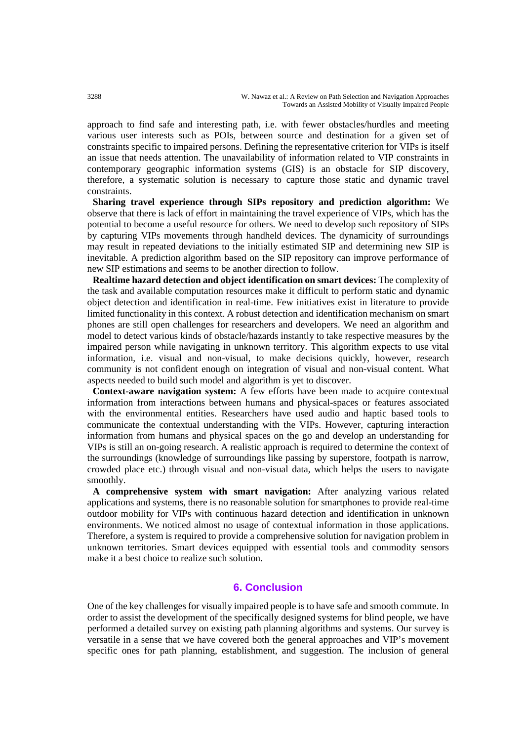approach to find safe and interesting path, i.e. with fewer obstacles/hurdles and meeting various user interests such as POIs, between source and destination for a given set of constraints specific to impaired persons. Defining the representative criterion for VIPs is itself an issue that needs attention. The unavailability of information related to VIP constraints in contemporary geographic information systems (GIS) is an obstacle for SIP discovery, therefore, a systematic solution is necessary to capture those static and dynamic travel constraints.

**Sharing travel experience through SIPs repository and prediction algorithm:** We observe that there is lack of effort in maintaining the travel experience of VIPs, which has the potential to become a useful resource for others. We need to develop such repository of SIPs by capturing VIPs movements through handheld devices. The dynamicity of surroundings may result in repeated deviations to the initially estimated SIP and determining new SIP is inevitable. A prediction algorithm based on the SIP repository can improve performance of new SIP estimations and seems to be another direction to follow.

**Realtime hazard detection and object identification on smart devices:** The complexity of the task and available computation resources make it difficult to perform static and dynamic object detection and identification in real-time. Few initiatives exist in literature to provide limited functionality in this context. A robust detection and identification mechanism on smart phones are still open challenges for researchers and developers. We need an algorithm and model to detect various kinds of obstacle/hazards instantly to take respective measures by the impaired person while navigating in unknown territory. This algorithm expects to use vital information, i.e. visual and non-visual, to make decisions quickly, however, research community is not confident enough on integration of visual and non-visual content. What aspects needed to build such model and algorithm is yet to discover.

**Context-aware navigation system:** A few efforts have been made to acquire contextual information from interactions between humans and physical-spaces or features associated with the environmental entities. Researchers have used audio and haptic based tools to communicate the contextual understanding with the VIPs. However, capturing interaction information from humans and physical spaces on the go and develop an understanding for VIPs is still an on-going research. A realistic approach is required to determine the context of the surroundings (knowledge of surroundings like passing by superstore, footpath is narrow, crowded place etc.) through visual and non-visual data, which helps the users to navigate smoothly.

**A comprehensive system with smart navigation:** After analyzing various related applications and systems, there is no reasonable solution for smartphones to provide real-time outdoor mobility for VIPs with continuous hazard detection and identification in unknown environments. We noticed almost no usage of contextual information in those applications. Therefore, a system is required to provide a comprehensive solution for navigation problem in unknown territories. Smart devices equipped with essential tools and commodity sensors make it a best choice to realize such solution.

## 6. Conclusion

One of the key challenges for visually impaired people is to have safe and smooth commute. In order to assist the development of the specifically designed systems for blind people, we have performed a detailed survey on existing path planning algorithms and systems. Our survey is versatile in a sense that we have covered both the general approaches and VIP's movement specific ones for path planning, establishment, and suggestion. The inclusion of general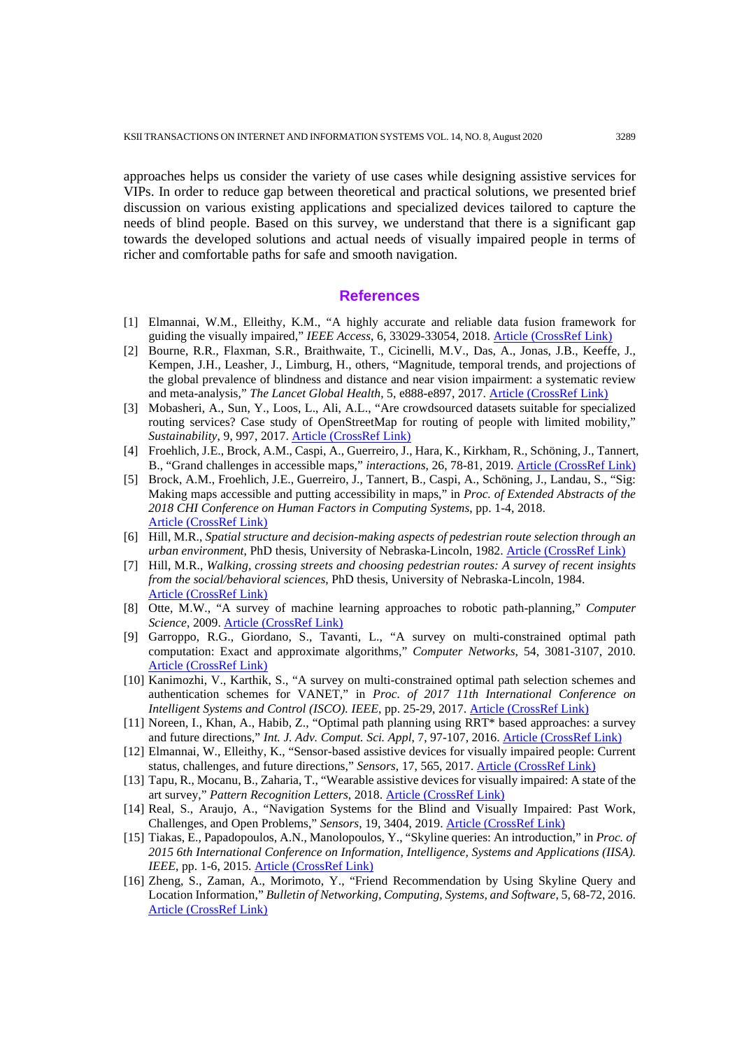approaches helps us consider the variety of use cases while designing assistive services for VIPs. In order to reduce gap between theoretical and practical solutions, we presented brief discussion on various existing applications and specialized devices tailored to capture the needs of blind people. Based on this survey, we understand that there is a significant gap towards the developed solutions and actual needs of visually impaired people in terms of richer and comfortable paths for safe and smooth navigation.

## References

[1] Elmannai, W.M., Elleithy, K.M., "A highly accurate and reliable data fusion framework for guiding the visually impaired," *IEEE Access*, 6, 33029-33054, 2018. Article (CrossRef Link)

[2] Bourne, R.R., Flaxman, S.R., Braithwaite, T., Cicinelli, M.V., Das, A., Jonas, J.B., Keeffe, J., Kempen, J.H., Leasher, J., Limburg, H., others, "Magnitude, temporal trends, and projections of the global prevalence of blindness and distance and near vision impairment: a systematic review and meta-analysis," *The Lancet Global Health*, 5, e888-e897, 2017. Article (CrossRef Link)

[3] Mobasheri, A., Sun, Y., Loos, L., Ali, A.L., "Are crowdsourced datasets suitable for specialized routing services? Case study of OpenStreetMap for routing of people with limited mobility," *Sustainability*, 9, 997, 2017. Article (CrossRef Link)

[4] Froehlich, J.E., Brock, A.M., Caspi, A., Guerreiro, J., Hara, K., Kirkham, R., Schöning, J., Tannert, B., "Grand challenges in accessible maps," *interactions*, 26, 78-81, 2019. Article (CrossRef Link)

[5] Brock, A.M., Froehlich, J.E., Guerreiro, J., Tannert, B., Caspi, A., Schöning, J., Landau, S., "Sig: Making maps accessible and putting accessibility in maps," in *Proc. of Extended Abstracts of the 2018 CHI Conference on Human Factors in Computing Systems*, pp. 1-4, 2018. Article (CrossRef Link)

[6] Hill, M.R., *Spatial structure and decision-making aspects of pedestrian route selection through an urban environment*, PhD thesis, University of Nebraska-Lincoln, 1982. Article (CrossRef Link)

[7] Hill, M.R., *Walking, crossing streets and choosing pedestrian routes: A survey of recent insights from the social/behavioral sciences*, PhD thesis, University of Nebraska-Lincoln, 1984. Article (CrossRef Link)

[8] Otte, M.W., "A survey of machine learning approaches to robotic path-planning," *Computer Science*, 2009. Article (CrossRef Link)

[9] Garroppo, R.G., Giordano, S., Tavanti, L., "A survey on multi-constrained optimal path computation: Exact and approximate algorithms," *Computer Networks*, 54, 3081-3107, 2010. Article (CrossRef Link)

[10] Kanimozhi, V., Karthik, S., "A survey on multi-constrained optimal path selection schemes and authentication schemes for VANET," in *Proc. of 2017 11th International Conference on Intelligent Systems and Control (ISCO). IEEE*, pp. 25-29, 2017. Article (CrossRef Link)

[11] Noreen, I., Khan, A., Habib, Z., "Optimal path planning using RRT* based approaches: a survey and future directions," *Int. J. Adv. Comput. Sci. Appl*, 7, 97-107, 2016. Article (CrossRef Link)

[12] Elmannai, W., Elleithy, K., "Sensor-based assistive devices for visually impaired people: Current status, challenges, and future directions," *Sensors*, 17, 565, 2017. Article (CrossRef Link)

[13] Tapu, R., Mocanu, B., Zaharia, T., "Wearable assistive devices for visually impaired: A state of the art survey," *Pattern Recognition Letters*, 2018. Article (CrossRef Link)

[14] Real, S., Araujo, A., "Navigation Systems for the Blind and Visually Impaired: Past Work, Challenges, and Open Problems," *Sensors*, 19, 3404, 2019. Article (CrossRef Link)

[15] Tiakas, E., Papadopoulos, A.N., Manolopoulos, Y., "Skyline queries: An introduction," in *Proc. of 2015 6th International Conference on Information, Intelligence, Systems and Applications (IISA). IEEE*, pp. 1-6, 2015. Article (CrossRef Link)

[16] Zheng, S., Zaman, A., Morimoto, Y., "Friend Recommendation by Using Skyline Query and Location Information," *Bulletin of Networking, Computing, Systems, and Software*, 5, 68-72, 2016. Article (CrossRef Link)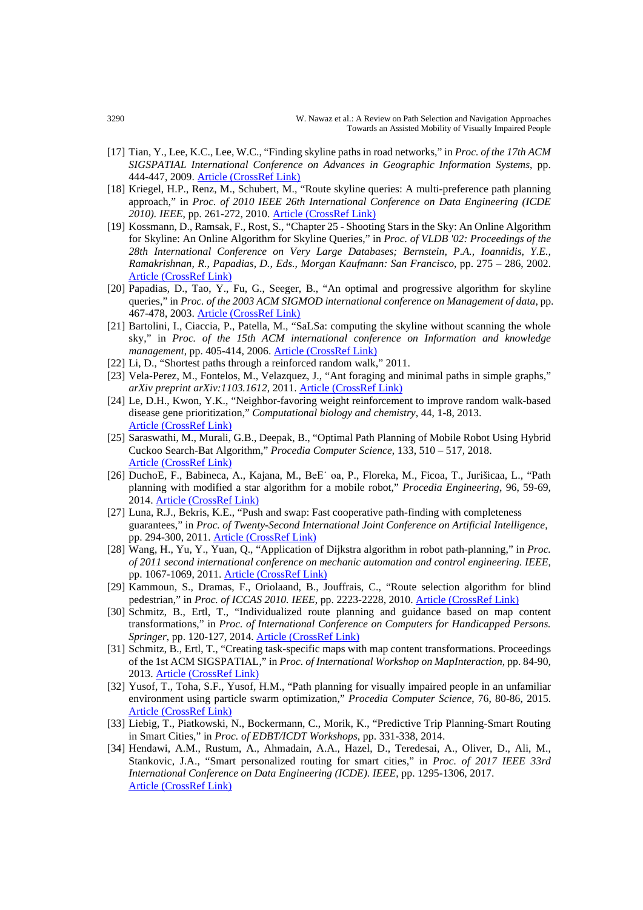[17] Tian, Y., Lee, K.C., Lee, W.C., "Finding skyline paths in road networks," in *Proc. of the 17th ACM SIGSPATIAL International Conference on Advances in Geographic Information Systems*, pp. 444-447, 2009. Article (CrossRef Link)

[18] Kriegel, H.P., Renz, M., Schubert, M., "Route skyline queries: A multi-preference path planning approach," in *Proc. of 2010 IEEE 26th International Conference on Data Engineering (ICDE 2010). IEEE*, pp. 261-272, 2010. Article (CrossRef Link)

[19] Kossmann, D., Ramsak, F., Rost, S., "Chapter 25 - Shooting Stars in the Sky: An Online Algorithm for Skyline: An Online Algorithm for Skyline Queries," in *Proc. of VLDB '02: Proceedings of the 28th International Conference on Very Large Databases; Bernstein, P.A., Ioannidis, Y.E., Ramakrishnan, R., Papadias, D., Eds., Morgan Kaufmann: San Francisco*, pp. 275 – 286, 2002. Article (CrossRef Link)

[20] Papadias, D., Tao, Y., Fu, G., Seeger, B., "An optimal and progressive algorithm for skyline queries," in *Proc. of the 2003 ACM SIGMOD international conference on Management of data*, pp. 467-478, 2003. Article (CrossRef Link)

[21] Bartolini, I., Ciaccia, P., Patella, M., "SaLSa: computing the skyline without scanning the whole sky," in *Proc. of the 15th ACM international conference on Information and knowledge management*, pp. 405-414, 2006. Article (CrossRef Link)

[22] Li, D., "Shortest paths through a reinforced random walk," 2011.

[23] Vela-Perez, M., Fontelos, M., Velazquez, J., "Ant foraging and minimal paths in simple graphs," *arXiv preprint arXiv:1103.1612*, 2011. Article (CrossRef Link)

[24] Le, D.H., Kwon, Y.K., "Neighbor-favoring weight reinforcement to improve random walk-based disease gene prioritization," *Computational biology and chemistry*, 44, 1-8, 2013. Article (CrossRef Link)

[25] Saraswathi, M., Murali, G.B., Deepak, B., "Optimal Path Planning of Mobile Robot Using Hybrid Cuckoo Search-Bat Algorithm," *Procedia Computer Science*, 133, 510 – 517, 2018. Article (CrossRef Link)

[26] DuchoE, F., Babineca, A., Kajana, M., BeE˙ oa, P., Floreka, M., Ficoa, T., Jurišicaa, L., "Path planning with modified a star algorithm for a mobile robot," *Procedia Engineering*, 96, 59-69, 2014. Article (CrossRef Link)

[27] Luna, R.J., Bekris, K.E., "Push and swap: Fast cooperative path-finding with completeness guarantees," in *Proc. of Twenty-Second International Joint Conference on Artificial Intelligence*, pp. 294-300, 2011. Article (CrossRef Link)

[28] Wang, H., Yu, Y., Yuan, Q., "Application of Dijkstra algorithm in robot path-planning," in *Proc. of 2011 second international conference on mechanic automation and control engineering. IEEE*, pp. 1067-1069, 2011. Article (CrossRef Link)

[29] Kammoun, S., Dramas, F., Oriolaand, B., Jouffrais, C., "Route selection algorithm for blind pedestrian," in *Proc. of ICCAS 2010. IEEE*, pp. 2223-2228, 2010. Article (CrossRef Link)

[30] Schmitz, B., Ertl, T., "Individualized route planning and guidance based on map content transformations," in *Proc. of International Conference on Computers for Handicapped Persons. Springer*, pp. 120-127, 2014. Article (CrossRef Link)

[31] Schmitz, B., Ertl, T., "Creating task-specific maps with map content transformations. Proceedings of the 1st ACM SIGSPATIAL," in *Proc. of International Workshop on MapInteraction*, pp. 84-90, 2013. Article (CrossRef Link)

[32] Yusof, T., Toha, S.F., Yusof, H.M., "Path planning for visually impaired people in an unfamiliar environment using particle swarm optimization," *Procedia Computer Science*, 76, 80-86, 2015. Article (CrossRef Link)

[33] Liebig, T., Piatkowski, N., Bockermann, C., Morik, K., "Predictive Trip Planning-Smart Routing in Smart Cities," in *Proc. of EDBT/ICDT Workshops*, pp. 331-338, 2014.

[34] Hendawi, A.M., Rustum, A., Ahmadain, A.A., Hazel, D., Teredesai, A., Oliver, D., Ali, M., Stankovic, J.A., "Smart personalized routing for smart cities," in *Proc. of 2017 IEEE 33rd International Conference on Data Engineering (ICDE). IEEE*, pp. 1295-1306, 2017. Article (CrossRef Link)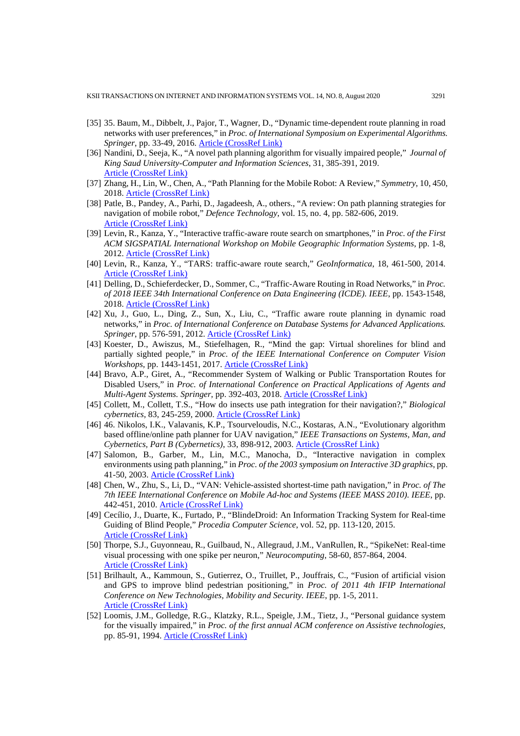[35] 35. Baum, M., Dibbelt, J., Pajor, T., Wagner, D., "Dynamic time-dependent route planning in road networks with user preferences," in *Proc. of International Symposium on Experimental Algorithms. Springer*, pp. 33-49, 2016. Article (CrossRef Link)

[36] Nandini, D., Seeja, K., "A novel path planning algorithm for visually impaired people," *Journal of King Saud University-Computer and Information Sciences*, 31, 385-391, 2019. Article (CrossRef Link)

[37] Zhang, H., Lin, W., Chen, A., "Path Planning for the Mobile Robot: A Review," *Symmetry*, 10, 450, 2018. Article (CrossRef Link)

[38] Patle, B., Pandey, A., Parhi, D., Jagadeesh, A., others., "A review: On path planning strategies for navigation of mobile robot," *Defence Technology*, vol. 15, no. 4, pp. 582-606, 2019. Article (CrossRef Link)

[39] Levin, R., Kanza, Y., "Interactive traffic-aware route search on smartphones," in *Proc. of the First ACM SIGSPATIAL International Workshop on Mobile Geographic Information Systems*, pp. 1-8, 2012. Article (CrossRef Link)

[40] Levin, R., Kanza, Y., "TARS: traffic-aware route search," *GeoInformatica*, 18, 461-500, 2014. Article (CrossRef Link)

[41] Delling, D., Schieferdecker, D., Sommer, C., "Traffic-Aware Routing in Road Networks," in *Proc. of 2018 IEEE 34th International Conference on Data Engineering (ICDE). IEEE*, pp. 1543-1548, 2018. Article (CrossRef Link)

[42] Xu, J., Guo, L., Ding, Z., Sun, X., Liu, C., "Traffic aware route planning in dynamic road networks," in *Proc. of International Conference on Database Systems for Advanced Applications. Springer*, pp. 576-591, 2012. Article (CrossRef Link)

[43] Koester, D., Awiszus, M., Stiefelhagen, R., "Mind the gap: Virtual shorelines for blind and partially sighted people," in *Proc. of the IEEE International Conference on Computer Vision Workshops*, pp. 1443-1451, 2017. Article (CrossRef Link)

[44] Bravo, A.P., Giret, A., "Recommender System of Walking or Public Transportation Routes for Disabled Users," in *Proc. of International Conference on Practical Applications of Agents and Multi-Agent Systems. Springer*, pp. 392-403, 2018. Article (CrossRef Link)

[45] Collett, M., Collett, T.S., "How do insects use path integration for their navigation?," *Biological cybernetics*, 83, 245-259, 2000. Article (CrossRef Link)

[46] 46. Nikolos, I.K., Valavanis, K.P., Tsourveloudis, N.C., Kostaras, A.N., "Evolutionary algorithm based offline/online path planner for UAV navigation," *IEEE Transactions on Systems, Man, and Cybernetics, Part B (Cybernetics)*, 33, 898-912, 2003. Article (CrossRef Link)

[47] Salomon, B., Garber, M., Lin, M.C., Manocha, D., "Interactive navigation in complex environments using path planning," in *Proc. of the 2003 symposium on Interactive 3D graphics*, pp. 41-50, 2003. Article (CrossRef Link)

[48] Chen, W., Zhu, S., Li, D., "VAN: Vehicle-assisted shortest-time path navigation," in *Proc. of The 7th IEEE International Conference on Mobile Ad-hoc and Systems (IEEE MASS 2010). IEEE*, pp. 442-451, 2010. Article (CrossRef Link)

[49] Cecílio, J., Duarte, K., Furtado, P., "BlindeDroid: An Information Tracking System for Real-time Guiding of Blind People," *Procedia Computer Science*, vol. 52, pp. 113-120, 2015. Article (CrossRef Link)

[50] Thorpe, S.J., Guyonneau, R., Guilbaud, N., Allegraud, J.M., VanRullen, R., "SpikeNet: Real-time visual processing with one spike per neuron," *Neurocomputing*, 58-60, 857-864, 2004. Article (CrossRef Link)

[51] Brilhault, A., Kammoun, S., Gutierrez, O., Truillet, P., Jouffrais, C., "Fusion of artificial vision and GPS to improve blind pedestrian positioning," in *Proc. of 2011 4th IFIP International Conference on New Technologies, Mobility and Security. IEEE*, pp. 1-5, 2011. Article (CrossRef Link)

[52] Loomis, J.M., Golledge, R.G., Klatzky, R.L., Speigle, J.M., Tietz, J., "Personal guidance system for the visually impaired," in *Proc. of the first annual ACM conference on Assistive technologies*, pp. 85-91, 1994. Article (CrossRef Link)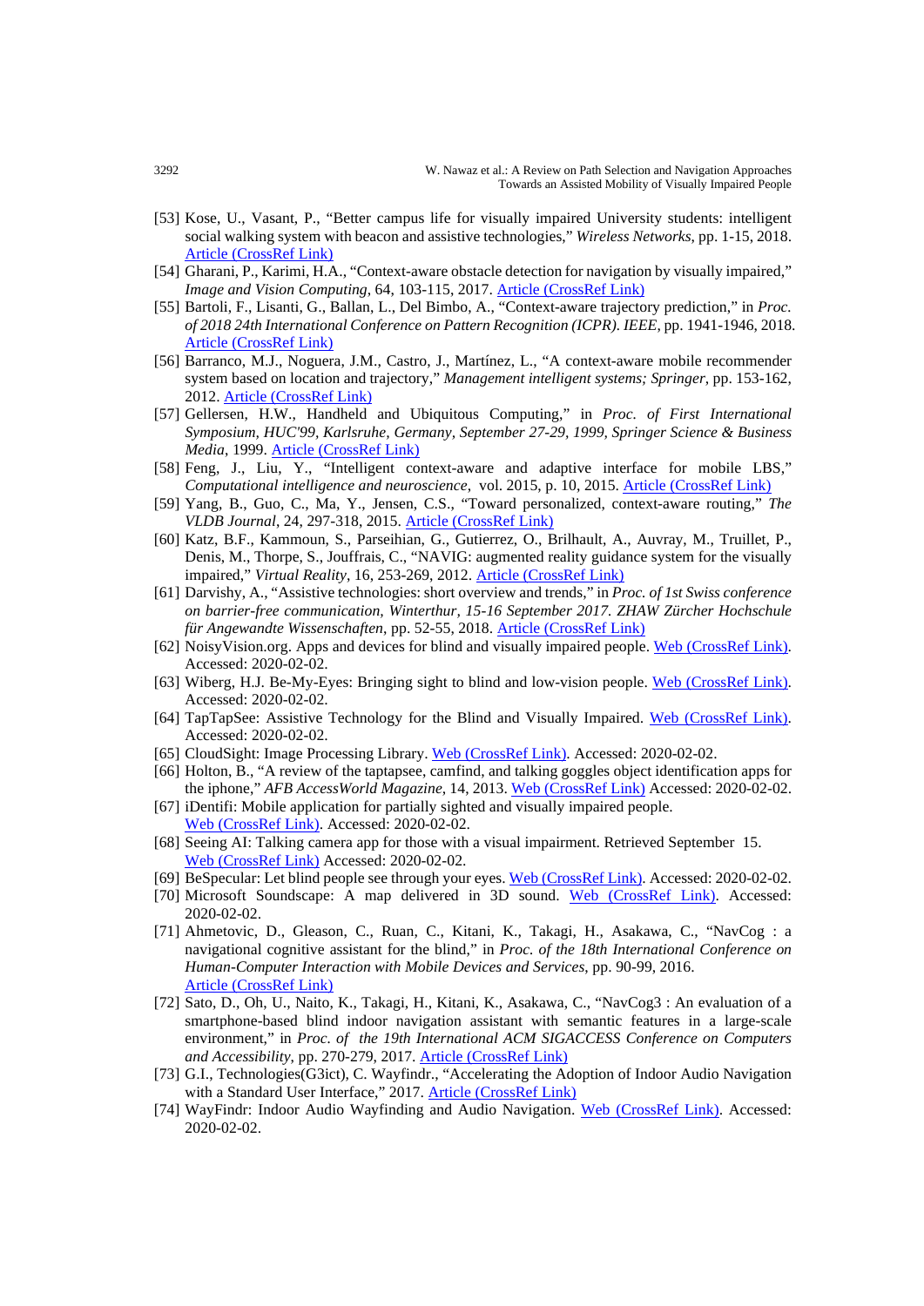[53] Kose, U., Vasant, P., "Better campus life for visually impaired University students: intelligent social walking system with beacon and assistive technologies," *Wireless Networks*, pp. 1-15, 2018. Article (CrossRef Link)

[54] Gharani, P., Karimi, H.A., "Context-aware obstacle detection for navigation by visually impaired," *Image and Vision Computing*, 64, 103-115, 2017. Article (CrossRef Link)

[55] Bartoli, F., Lisanti, G., Ballan, L., Del Bimbo, A., "Context-aware trajectory prediction," in *Proc. of 2018 24th International Conference on Pattern Recognition (ICPR). IEEE*, pp. 1941-1946, 2018. Article (CrossRef Link)

[56] Barranco, M.J., Noguera, J.M., Castro, J., Martínez, L., "A context-aware mobile recommender system based on location and trajectory," *Management intelligent systems; Springer*, pp. 153-162, 2012. Article (CrossRef Link)

[57] Gellersen, H.W., Handheld and Ubiquitous Computing," in *Proc. of First International Symposium, HUC'99, Karlsruhe, Germany, September 27-29, 1999, Springer Science & Business Media*, 1999. Article (CrossRef Link)

[58] Feng, J., Liu, Y., "Intelligent context-aware and adaptive interface for mobile LBS," *Computational intelligence and neuroscience*, vol. 2015, p. 10, 2015. Article (CrossRef Link)

[59] Yang, B., Guo, C., Ma, Y., Jensen, C.S., "Toward personalized, context-aware routing," *The VLDB Journal*, 24, 297-318, 2015. Article (CrossRef Link)

[60] Katz, B.F., Kammoun, S., Parseihian, G., Gutierrez, O., Brilhault, A., Auvray, M., Truillet, P., Denis, M., Thorpe, S., Jouffrais, C., "NAVIG: augmented reality guidance system for the visually impaired," *Virtual Reality*, 16, 253-269, 2012. Article (CrossRef Link)

[61] Darvishy, A., "Assistive technologies: short overview and trends," in *Proc. of 1st Swiss conference on barrier-free communication, Winterthur, 15-16 September 2017. ZHAW Zürcher Hochschule für Angewandte Wissenschaften*, pp. 52-55, 2018. Article (CrossRef Link)

[62] NoisyVision.org. Apps and devices for blind and visually impaired people. Web (CrossRef Link). Accessed: 2020-02-02.

[63] Wiberg, H.J. Be-My-Eyes: Bringing sight to blind and low-vision people. Web (CrossRef Link). Accessed: 2020-02-02.

[64] TapTapSee: Assistive Technology for the Blind and Visually Impaired. Web (CrossRef Link). Accessed: 2020-02-02.

[65] CloudSight: Image Processing Library. Web (CrossRef Link). Accessed: 2020-02-02.

[66] Holton, B., "A review of the taptapsee, camfind, and talking goggles object identification apps for the iphone," *AFB AccessWorld Magazine*, 14, 2013. Web (CrossRef Link) Accessed: 2020-02-02.

[67] iDentifi: Mobile application for partially sighted and visually impaired people. Web (CrossRef Link). Accessed: 2020-02-02.

[68] Seeing AI: Talking camera app for those with a visual impairment. Retrieved September 15. Web (CrossRef Link) Accessed: 2020-02-02.

[69] BeSpecular: Let blind people see through your eyes. Web (CrossRef Link). Accessed: 2020-02-02.

[70] Microsoft Soundscape: A map delivered in 3D sound. Web (CrossRef Link). Accessed: 2020-02-02.

[71] Ahmetovic, D., Gleason, C., Ruan, C., Kitani, K., Takagi, H., Asakawa, C., "NavCog : a navigational cognitive assistant for the blind," in *Proc. of the 18th International Conference on Human-Computer Interaction with Mobile Devices and Services*, pp. 90-99, 2016. Article (CrossRef Link)

[72] Sato, D., Oh, U., Naito, K., Takagi, H., Kitani, K., Asakawa, C., "NavCog3 : An evaluation of a smartphone-based blind indoor navigation assistant with semantic features in a large-scale environment," in *Proc. of the 19th International ACM SIGACCESS Conference on Computers and Accessibility*, pp. 270-279, 2017. Article (CrossRef Link)

[73] G.I., Technologies(G3ict), C. Wayfindr., "Accelerating the Adoption of Indoor Audio Navigation with a Standard User Interface," 2017. Article (CrossRef Link)

[74] WayFindr: Indoor Audio Wayfinding and Audio Navigation. Web (CrossRef Link). Accessed: 2020-02-02.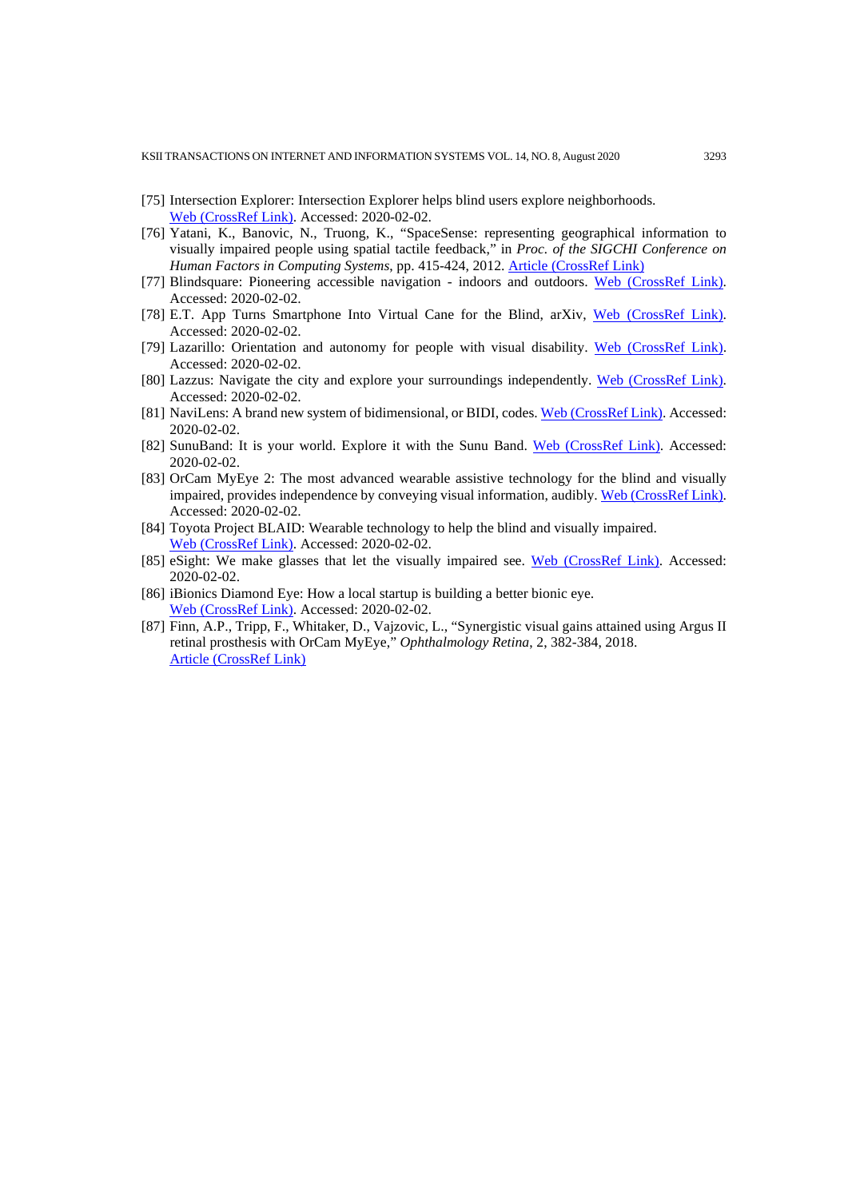[75] Intersection Explorer: Intersection Explorer helps blind users explore neighborhoods. Web (CrossRef Link). Accessed: 2020-02-02.

[76] Yatani, K., Banovic, N., Truong, K., "SpaceSense: representing geographical information to visually impaired people using spatial tactile feedback," in *Proc. of the SIGCHI Conference on Human Factors in Computing Systems*, pp. 415-424, 2012. Article (CrossRef Link)

[77] Blindsquare: Pioneering accessible navigation - indoors and outdoors. Web (CrossRef Link). Accessed: 2020-02-02.

[78] E.T. App Turns Smartphone Into Virtual Cane for the Blind, arXiv, Web (CrossRef Link). Accessed: 2020-02-02.

[79] Lazarillo: Orientation and autonomy for people with visual disability. Web (CrossRef Link). Accessed: 2020-02-02.

[80] Lazzus: Navigate the city and explore your surroundings independently. Web (CrossRef Link). Accessed: 2020-02-02.

[81] NaviLens: A brand new system of bidimensional, or BIDI, codes. Web (CrossRef Link). Accessed: 2020-02-02.

[82] SunuBand: It is your world. Explore it with the Sunu Band. Web (CrossRef Link). Accessed: 2020-02-02.

[83] OrCam MyEye 2: The most advanced wearable assistive technology for the blind and visually impaired, provides independence by conveying visual information, audibly. Web (CrossRef Link). Accessed: 2020-02-02.

[84] Toyota Project BLAID: Wearable technology to help the blind and visually impaired. Web (CrossRef Link). Accessed: 2020-02-02.

[85] eSight: We make glasses that let the visually impaired see. Web (CrossRef Link). Accessed: 2020-02-02.

[86] iBionics Diamond Eye: How a local startup is building a better bionic eye. Web (CrossRef Link). Accessed: 2020-02-02.

[87] Finn, A.P., Tripp, F., Whitaker, D., Vajzovic, L., "Synergistic visual gains attained using Argus II retinal prosthesis with OrCam MyEye," *Ophthalmology Retina*, 2, 382-384, 2018. Article (CrossRef Link)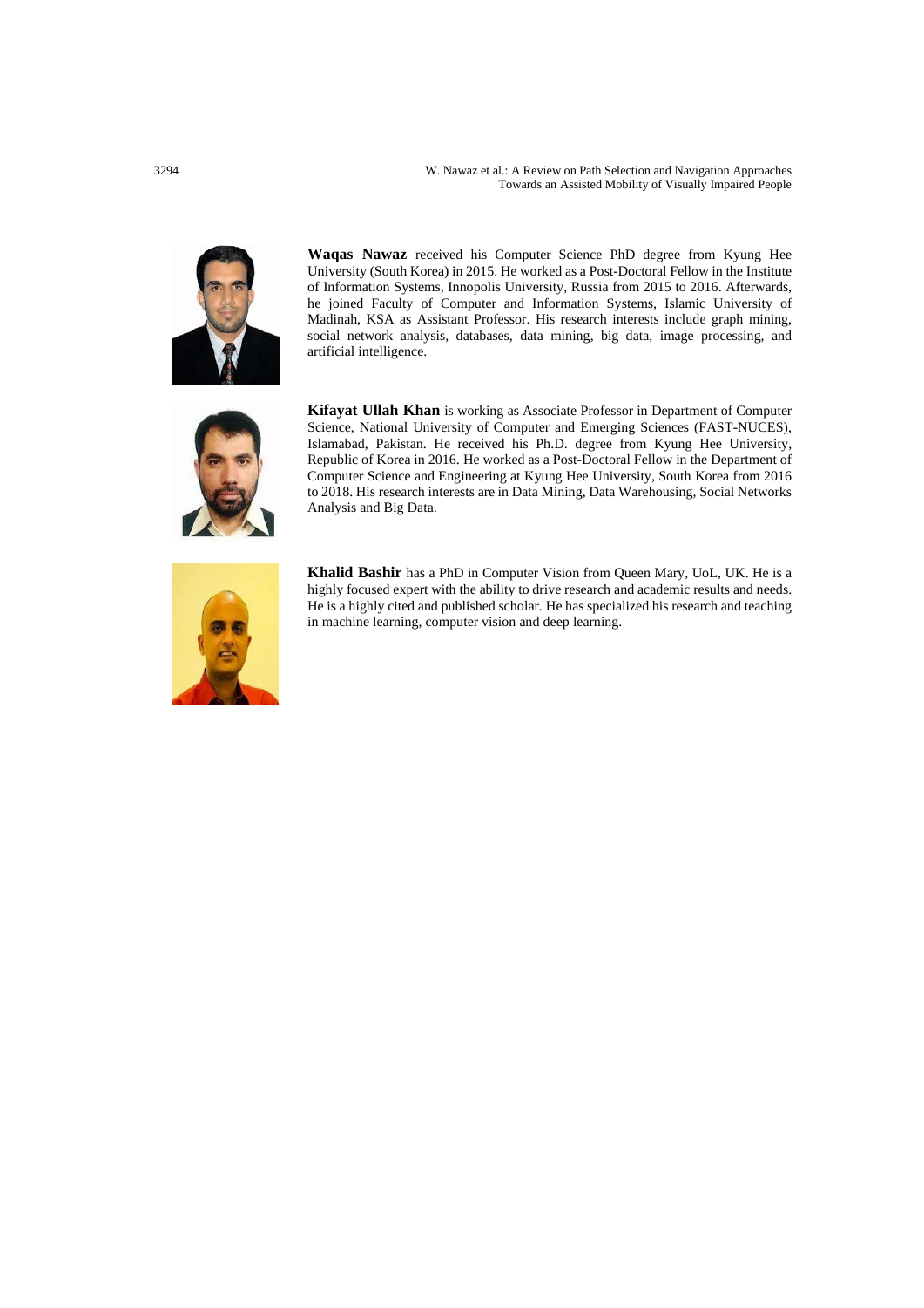**Waqas Nawaz** received his Computer Science PhD degree from Kyung Hee University (South Korea) in 2015. He worked as a Post-Doctoral Fellow in the Institute of Information Systems, Innopolis University, Russia from 2015 to 2016. Afterwards, he joined Faculty of Computer and Information Systems, Islamic University of Madinah, KSA as Assistant Professor. His research interests include graph mining, social network analysis, databases, data mining, big data, image processing, and artificial intelligence.

**Kifayat Ullah Khan** is working as Associate Professor in Department of Computer Science, National University of Computer and Emerging Sciences (FAST-NUCES), Islamabad, Pakistan. He received his Ph.D. degree from Kyung Hee University, Republic of Korea in 2016. He worked as a Post-Doctoral Fellow in the Department of Computer Science and Engineering at Kyung Hee University, South Korea from 2016 to 2018. His research interests are in Data Mining, Data Warehousing, Social Networks Analysis and Big Data.

**Khalid Bashir** has a PhD in Computer Vision from Queen Mary, UoL, UK. He is a highly focused expert with the ability to drive research and academic results and needs. He is a highly cited and published scholar. He has specialized his research and teaching in machine learning, computer vision and deep learning.